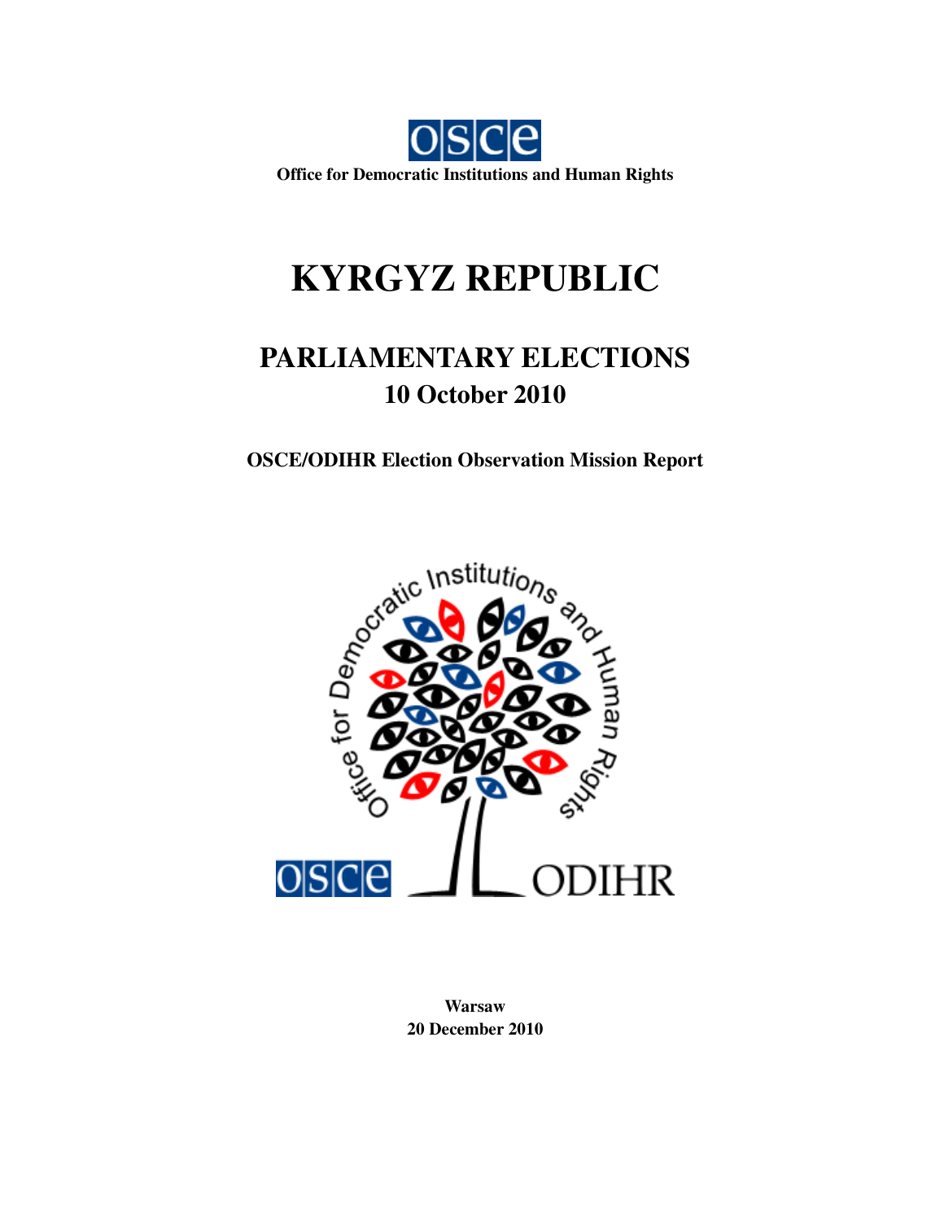OSCE

**Office for Democratic Institutions and Human Rights**

# KYRGYZ REPUBLIC

## PARLIAMENTARY ELECTIONS
## 10 October 2010

**OSCE/ODIHR Election Observation Mission Report**

**Warsaw**
**20 December 2010**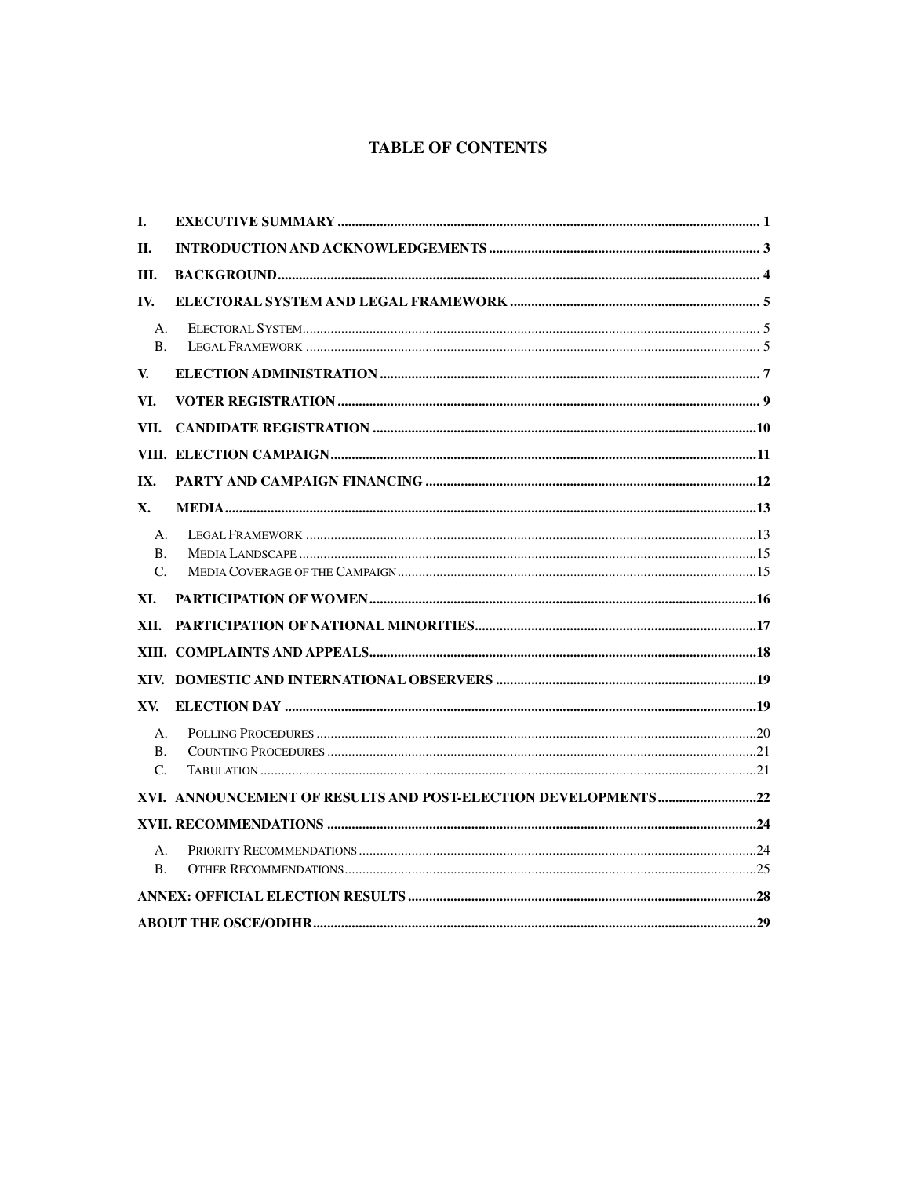# TABLE OF CONTENTS

- **I. EXECUTIVE SUMMARY** ..... 1
- **II. INTRODUCTION AND ACKNOWLEDGEMENTS** ..... 3
- **III. BACKGROUND** ..... 4
- **IV. ELECTORAL SYSTEM AND LEGAL FRAMEWORK** ..... 5
  - A. Electoral System ..... 5
  - B. Legal Framework ..... 5
- **V. ELECTION ADMINISTRATION** ..... 7
- **VI. VOTER REGISTRATION** ..... 9
- **VII. CANDIDATE REGISTRATION** ..... 10
- **VIII. ELECTION CAMPAIGN** ..... 11
- **IX. PARTY AND CAMPAIGN FINANCING** ..... 12
- **X. MEDIA** ..... 13
  - A. Legal Framework ..... 13
  - B. Media Landscape ..... 15
  - C. Media Coverage of the Campaign ..... 15
- **XI. PARTICIPATION OF WOMEN** ..... 16
- **XII. PARTICIPATION OF NATIONAL MINORITIES** ..... 17
- **XIII. COMPLAINTS AND APPEALS** ..... 18
- **XIV. DOMESTIC AND INTERNATIONAL OBSERVERS** ..... 19
- **XV. ELECTION DAY** ..... 19
  - A. Polling Procedures ..... 20
  - B. Counting Procedures ..... 21
  - C. Tabulation ..... 21
- **XVI. ANNOUNCEMENT OF RESULTS AND POST-ELECTION DEVELOPMENTS** ..... 22
- **XVII. RECOMMENDATIONS** ..... 24
  - A. Priority Recommendations ..... 24
  - B. Other Recommendations ..... 25
- **ANNEX: OFFICIAL ELECTION RESULTS** ..... 28
- **ABOUT THE OSCE/ODIHR** ..... 29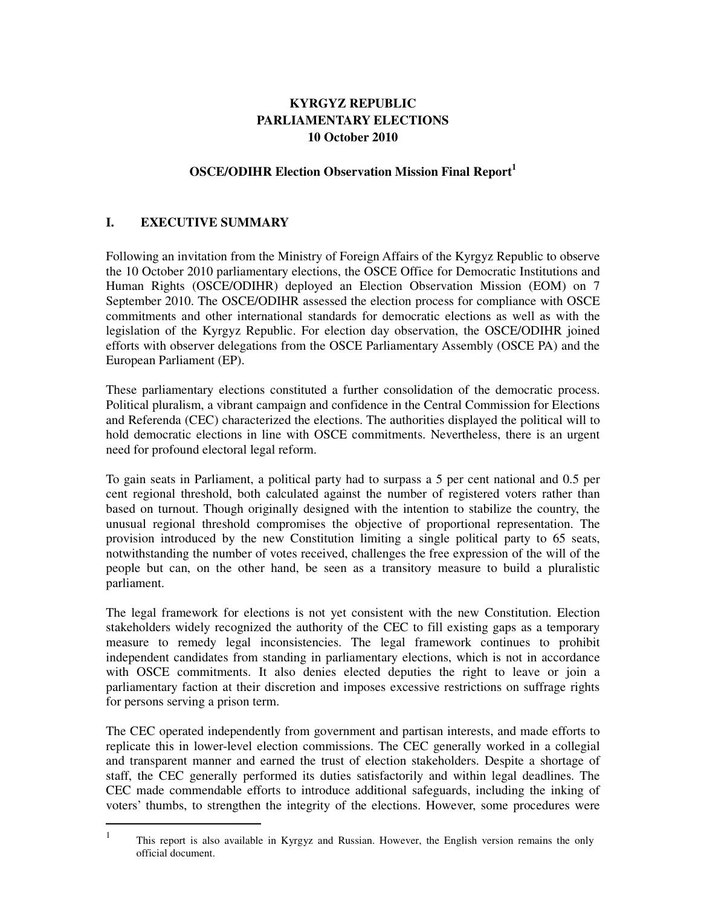# KYRGYZ REPUBLIC
# PARLIAMENTARY ELECTIONS
# 10 October 2010

## OSCE/ODIHR Election Observation Mission Final Report[1]

## I. EXECUTIVE SUMMARY

Following an invitation from the Ministry of Foreign Affairs of the Kyrgyz Republic to observe the 10 October 2010 parliamentary elections, the OSCE Office for Democratic Institutions and Human Rights (OSCE/ODIHR) deployed an Election Observation Mission (EOM) on 7 September 2010. The OSCE/ODIHR assessed the election process for compliance with OSCE commitments and other international standards for democratic elections as well as with the legislation of the Kyrgyz Republic. For election day observation, the OSCE/ODIHR joined efforts with observer delegations from the OSCE Parliamentary Assembly (OSCE PA) and the European Parliament (EP).

These parliamentary elections constituted a further consolidation of the democratic process. Political pluralism, a vibrant campaign and confidence in the Central Commission for Elections and Referenda (CEC) characterized the elections. The authorities displayed the political will to hold democratic elections in line with OSCE commitments. Nevertheless, there is an urgent need for profound electoral legal reform.

To gain seats in Parliament, a political party had to surpass a 5 per cent national and 0.5 per cent regional threshold, both calculated against the number of registered voters rather than based on turnout. Though originally designed with the intention to stabilize the country, the unusual regional threshold compromises the objective of proportional representation. The provision introduced by the new Constitution limiting a single political party to 65 seats, notwithstanding the number of votes received, challenges the free expression of the will of the people but can, on the other hand, be seen as a transitory measure to build a pluralistic parliament.

The legal framework for elections is not yet consistent with the new Constitution. Election stakeholders widely recognized the authority of the CEC to fill existing gaps as a temporary measure to remedy legal inconsistencies. The legal framework continues to prohibit independent candidates from standing in parliamentary elections, which is not in accordance with OSCE commitments. It also denies elected deputies the right to leave or join a parliamentary faction at their discretion and imposes excessive restrictions on suffrage rights for persons serving a prison term.

The CEC operated independently from government and partisan interests, and made efforts to replicate this in lower-level election commissions. The CEC generally worked in a collegial and transparent manner and earned the trust of election stakeholders. Despite a shortage of staff, the CEC generally performed its duties satisfactorily and within legal deadlines. The CEC made commendable efforts to introduce additional safeguards, including the inking of voters' thumbs, to strengthen the integrity of the elections. However, some procedures were

[1] This report is also available in Kyrgyz and Russian. However, the English version remains the only official document.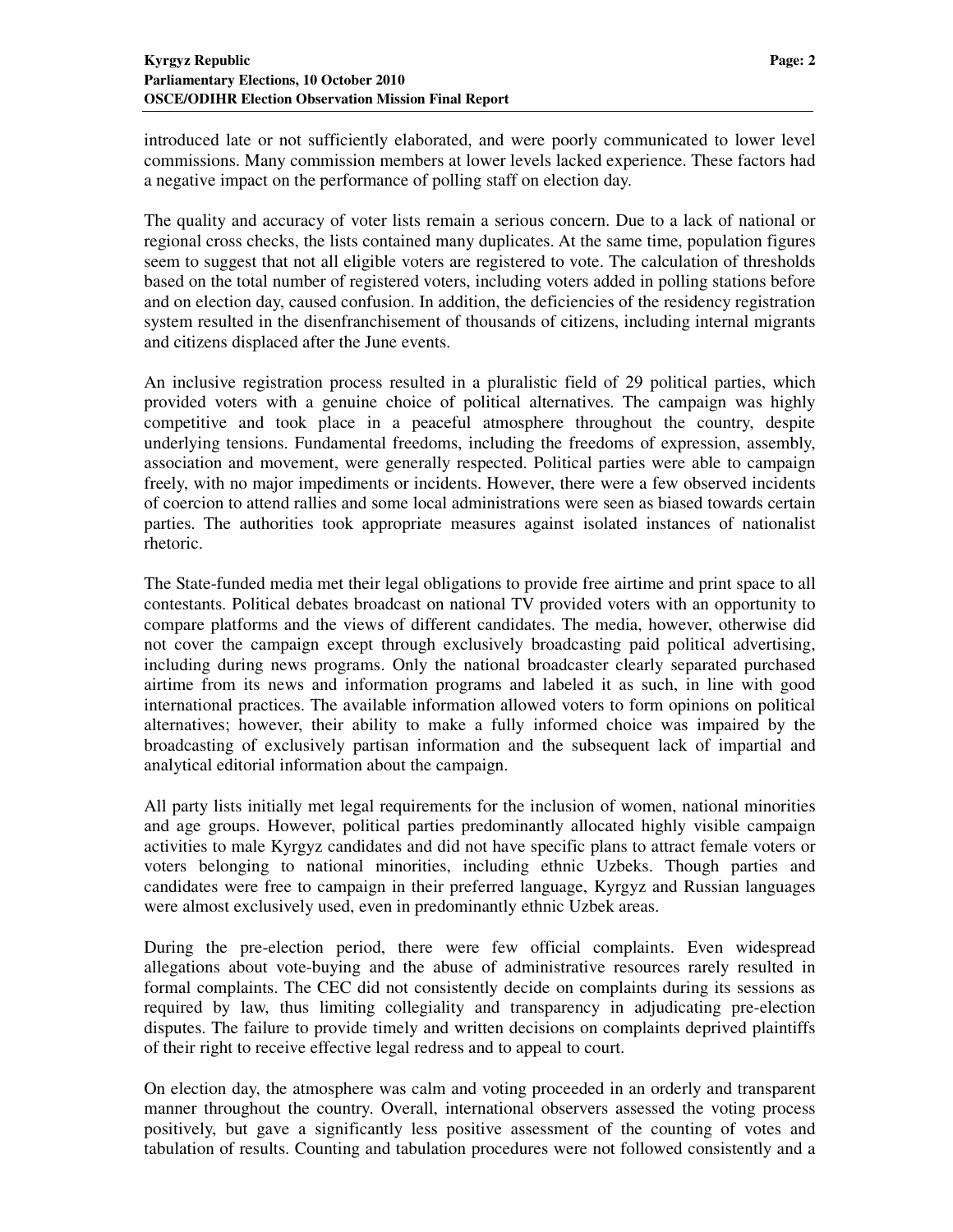introduced late or not sufficiently elaborated, and were poorly communicated to lower level commissions. Many commission members at lower levels lacked experience. These factors had a negative impact on the performance of polling staff on election day.

The quality and accuracy of voter lists remain a serious concern. Due to a lack of national or regional cross checks, the lists contained many duplicates. At the same time, population figures seem to suggest that not all eligible voters are registered to vote. The calculation of thresholds based on the total number of registered voters, including voters added in polling stations before and on election day, caused confusion. In addition, the deficiencies of the residency registration system resulted in the disenfranchisement of thousands of citizens, including internal migrants and citizens displaced after the June events.

An inclusive registration process resulted in a pluralistic field of 29 political parties, which provided voters with a genuine choice of political alternatives. The campaign was highly competitive and took place in a peaceful atmosphere throughout the country, despite underlying tensions. Fundamental freedoms, including the freedoms of expression, assembly, association and movement, were generally respected. Political parties were able to campaign freely, with no major impediments or incidents. However, there were a few observed incidents of coercion to attend rallies and some local administrations were seen as biased towards certain parties. The authorities took appropriate measures against isolated instances of nationalist rhetoric.

The State-funded media met their legal obligations to provide free airtime and print space to all contestants. Political debates broadcast on national TV provided voters with an opportunity to compare platforms and the views of different candidates. The media, however, otherwise did not cover the campaign except through exclusively broadcasting paid political advertising, including during news programs. Only the national broadcaster clearly separated purchased airtime from its news and information programs and labeled it as such, in line with good international practices. The available information allowed voters to form opinions on political alternatives; however, their ability to make a fully informed choice was impaired by the broadcasting of exclusively partisan information and the subsequent lack of impartial and analytical editorial information about the campaign.

All party lists initially met legal requirements for the inclusion of women, national minorities and age groups. However, political parties predominantly allocated highly visible campaign activities to male Kyrgyz candidates and did not have specific plans to attract female voters or voters belonging to national minorities, including ethnic Uzbeks. Though parties and candidates were free to campaign in their preferred language, Kyrgyz and Russian languages were almost exclusively used, even in predominantly ethnic Uzbek areas.

During the pre-election period, there were few official complaints. Even widespread allegations about vote-buying and the abuse of administrative resources rarely resulted in formal complaints. The CEC did not consistently decide on complaints during its sessions as required by law, thus limiting collegiality and transparency in adjudicating pre-election disputes. The failure to provide timely and written decisions on complaints deprived plaintiffs of their right to receive effective legal redress and to appeal to court.

On election day, the atmosphere was calm and voting proceeded in an orderly and transparent manner throughout the country. Overall, international observers assessed the voting process positively, but gave a significantly less positive assessment of the counting of votes and tabulation of results. Counting and tabulation procedures were not followed consistently and a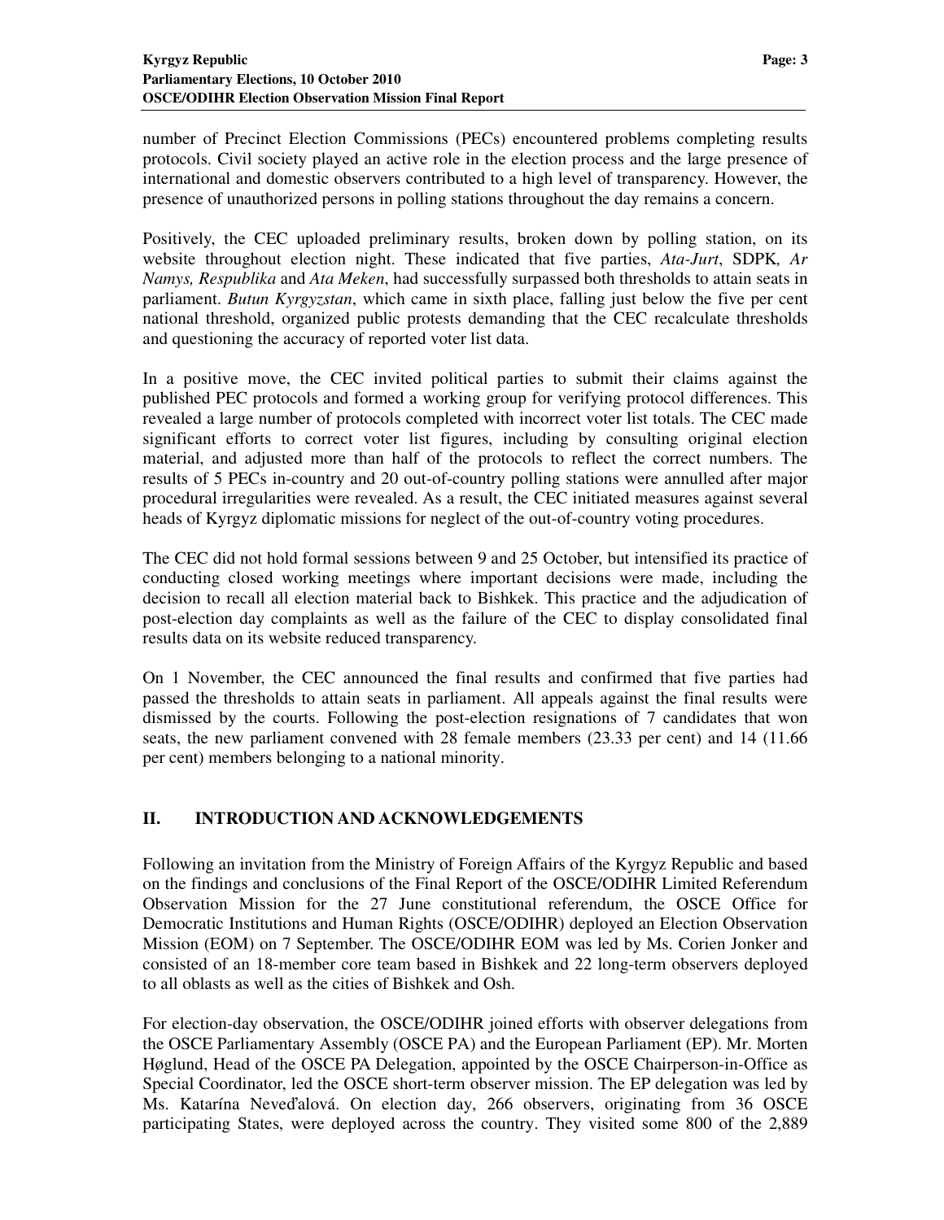number of Precinct Election Commissions (PECs) encountered problems completing results protocols. Civil society played an active role in the election process and the large presence of international and domestic observers contributed to a high level of transparency. However, the presence of unauthorized persons in polling stations throughout the day remains a concern.

Positively, the CEC uploaded preliminary results, broken down by polling station, on its website throughout election night. These indicated that five parties, *Ata-Jurt*, SDPK*, Ar Namys, Respublika* and *Ata Meken*, had successfully surpassed both thresholds to attain seats in parliament. *Butun Kyrgyzstan*, which came in sixth place, falling just below the five per cent national threshold, organized public protests demanding that the CEC recalculate thresholds and questioning the accuracy of reported voter list data.

In a positive move, the CEC invited political parties to submit their claims against the published PEC protocols and formed a working group for verifying protocol differences. This revealed a large number of protocols completed with incorrect voter list totals. The CEC made significant efforts to correct voter list figures, including by consulting original election material, and adjusted more than half of the protocols to reflect the correct numbers. The results of 5 PECs in-country and 20 out-of-country polling stations were annulled after major procedural irregularities were revealed. As a result, the CEC initiated measures against several heads of Kyrgyz diplomatic missions for neglect of the out-of-country voting procedures.

The CEC did not hold formal sessions between 9 and 25 October, but intensified its practice of conducting closed working meetings where important decisions were made, including the decision to recall all election material back to Bishkek. This practice and the adjudication of post-election day complaints as well as the failure of the CEC to display consolidated final results data on its website reduced transparency.

On 1 November, the CEC announced the final results and confirmed that five parties had passed the thresholds to attain seats in parliament. All appeals against the final results were dismissed by the courts. Following the post-election resignations of 7 candidates that won seats, the new parliament convened with 28 female members (23.33 per cent) and 14 (11.66 per cent) members belonging to a national minority.

## II. INTRODUCTION AND ACKNOWLEDGEMENTS

Following an invitation from the Ministry of Foreign Affairs of the Kyrgyz Republic and based on the findings and conclusions of the Final Report of the OSCE/ODIHR Limited Referendum Observation Mission for the 27 June constitutional referendum, the OSCE Office for Democratic Institutions and Human Rights (OSCE/ODIHR) deployed an Election Observation Mission (EOM) on 7 September. The OSCE/ODIHR EOM was led by Ms. Corien Jonker and consisted of an 18-member core team based in Bishkek and 22 long-term observers deployed to all oblasts as well as the cities of Bishkek and Osh.

For election-day observation, the OSCE/ODIHR joined efforts with observer delegations from the OSCE Parliamentary Assembly (OSCE PA) and the European Parliament (EP). Mr. Morten Høglund, Head of the OSCE PA Delegation, appointed by the OSCE Chairperson-in-Office as Special Coordinator, led the OSCE short-term observer mission. The EP delegation was led by Ms. Katarína Neveďalová. On election day, 266 observers, originating from 36 OSCE participating States, were deployed across the country. They visited some 800 of the 2,889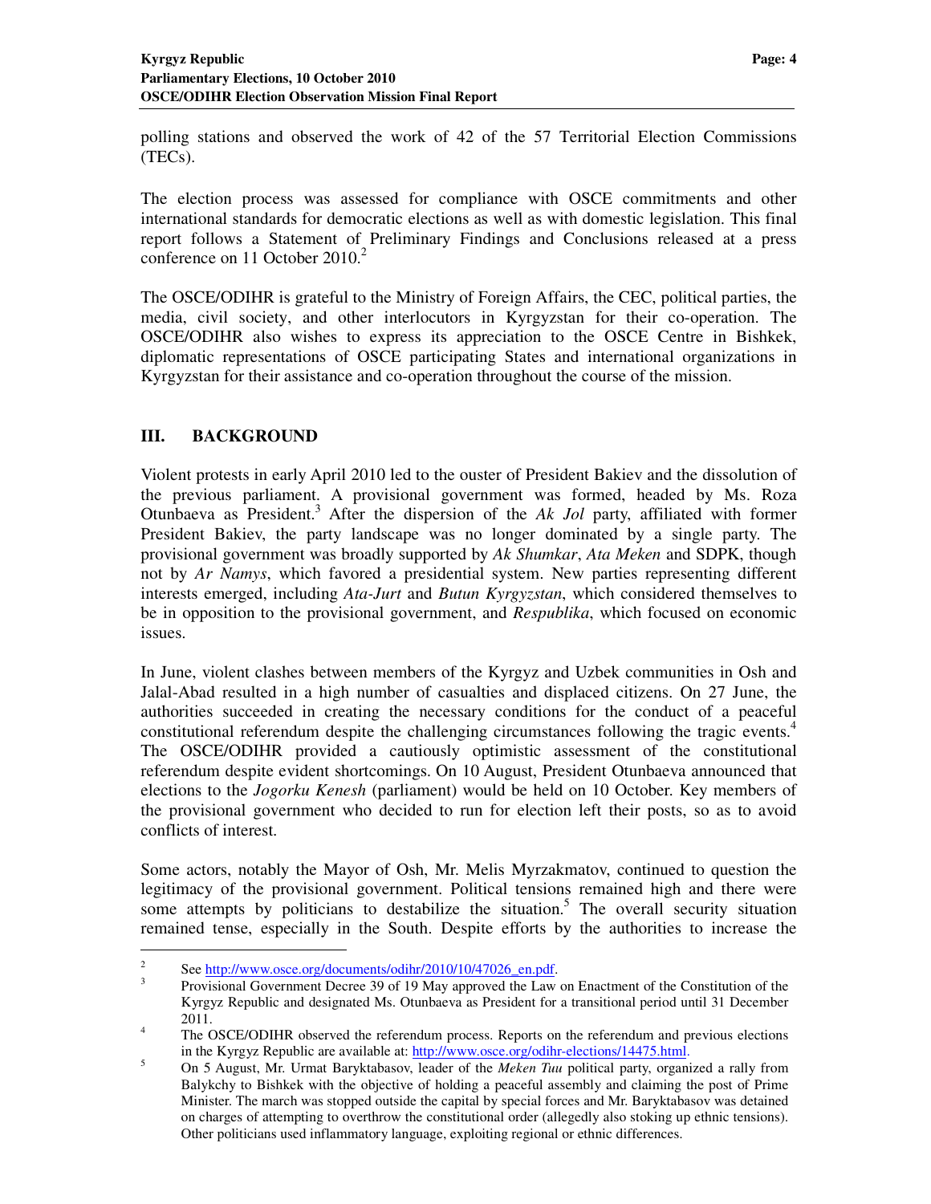polling stations and observed the work of 42 of the 57 Territorial Election Commissions (TECs).

The election process was assessed for compliance with OSCE commitments and other international standards for democratic elections as well as with domestic legislation. This final report follows a Statement of Preliminary Findings and Conclusions released at a press conference on 11 October 2010.[2]

The OSCE/ODIHR is grateful to the Ministry of Foreign Affairs, the CEC, political parties, the media, civil society, and other interlocutors in Kyrgyzstan for their co-operation. The OSCE/ODIHR also wishes to express its appreciation to the OSCE Centre in Bishkek, diplomatic representations of OSCE participating States and international organizations in Kyrgyzstan for their assistance and co-operation throughout the course of the mission.

## III. BACKGROUND

Violent protests in early April 2010 led to the ouster of President Bakiev and the dissolution of the previous parliament. A provisional government was formed, headed by Ms. Roza Otunbaeva as President.[3] After the dispersion of the *Ak Jol* party, affiliated with former President Bakiev, the party landscape was no longer dominated by a single party. The provisional government was broadly supported by *Ak Shumkar*, *Ata Meken* and SDPK, though not by *Ar Namys*, which favored a presidential system. New parties representing different interests emerged, including *Ata-Jurt* and *Butun Kyrgyzstan*, which considered themselves to be in opposition to the provisional government, and *Respublika*, which focused on economic issues.

In June, violent clashes between members of the Kyrgyz and Uzbek communities in Osh and Jalal-Abad resulted in a high number of casualties and displaced citizens. On 27 June, the authorities succeeded in creating the necessary conditions for the conduct of a peaceful constitutional referendum despite the challenging circumstances following the tragic events.[4] The OSCE/ODIHR provided a cautiously optimistic assessment of the constitutional referendum despite evident shortcomings. On 10 August, President Otunbaeva announced that elections to the *Jogorku Kenesh* (parliament) would be held on 10 October. Key members of the provisional government who decided to run for election left their posts, so as to avoid conflicts of interest.

Some actors, notably the Mayor of Osh, Mr. Melis Myrzakmatov, continued to question the legitimacy of the provisional government. Political tensions remained high and there were some attempts by politicians to destabilize the situation.[5] The overall security situation remained tense, especially in the South. Despite efforts by the authorities to increase the

---

[2] See http://www.osce.org/documents/odihr/2010/10/47026_en.pdf.

[3] Provisional Government Decree 39 of 19 May approved the Law on Enactment of the Constitution of the Kyrgyz Republic and designated Ms. Otunbaeva as President for a transitional period until 31 December 2011.

[4] The OSCE/ODIHR observed the referendum process. Reports on the referendum and previous elections in the Kyrgyz Republic are available at: http://www.osce.org/odihr-elections/14475.html.

[5] On 5 August, Mr. Urmat Baryktabasov, leader of the *Meken Tuu* political party, organized a rally from Balykchy to Bishkek with the objective of holding a peaceful assembly and claiming the post of Prime Minister. The march was stopped outside the capital by special forces and Mr. Baryktabasov was detained on charges of attempting to overthrow the constitutional order (allegedly also stoking up ethnic tensions). Other politicians used inflammatory language, exploiting regional or ethnic differences.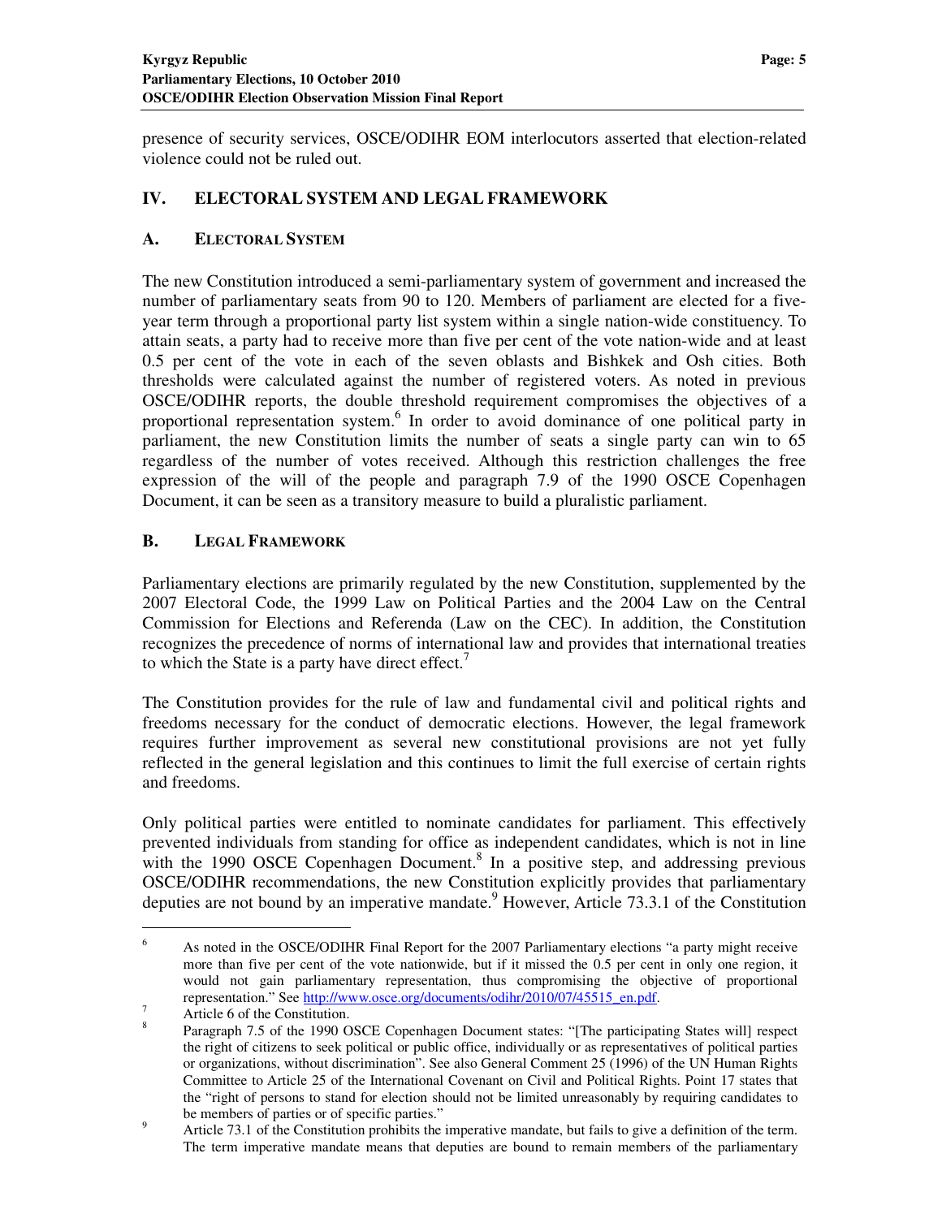presence of security services, OSCE/ODIHR EOM interlocutors asserted that election-related violence could not be ruled out.

## IV. ELECTORAL SYSTEM AND LEGAL FRAMEWORK

### A. ELECTORAL SYSTEM

The new Constitution introduced a semi-parliamentary system of government and increased the number of parliamentary seats from 90 to 120. Members of parliament are elected for a five-year term through a proportional party list system within a single nation-wide constituency. To attain seats, a party had to receive more than five per cent of the vote nation-wide and at least 0.5 per cent of the vote in each of the seven oblasts and Bishkek and Osh cities. Both thresholds were calculated against the number of registered voters. As noted in previous OSCE/ODIHR reports, the double threshold requirement compromises the objectives of a proportional representation system.[6] In order to avoid dominance of one political party in parliament, the new Constitution limits the number of seats a single party can win to 65 regardless of the number of votes received. Although this restriction challenges the free expression of the will of the people and paragraph 7.9 of the 1990 OSCE Copenhagen Document, it can be seen as a transitory measure to build a pluralistic parliament.

### B. LEGAL FRAMEWORK

Parliamentary elections are primarily regulated by the new Constitution, supplemented by the 2007 Electoral Code, the 1999 Law on Political Parties and the 2004 Law on the Central Commission for Elections and Referenda (Law on the CEC). In addition, the Constitution recognizes the precedence of norms of international law and provides that international treaties to which the State is a party have direct effect.[7]

The Constitution provides for the rule of law and fundamental civil and political rights and freedoms necessary for the conduct of democratic elections. However, the legal framework requires further improvement as several new constitutional provisions are not yet fully reflected in the general legislation and this continues to limit the full exercise of certain rights and freedoms.

Only political parties were entitled to nominate candidates for parliament. This effectively prevented individuals from standing for office as independent candidates, which is not in line with the 1990 OSCE Copenhagen Document.[8] In a positive step, and addressing previous OSCE/ODIHR recommendations, the new Constitution explicitly provides that parliamentary deputies are not bound by an imperative mandate.[9] However, Article 73.3.1 of the Constitution

---

[6] As noted in the OSCE/ODIHR Final Report for the 2007 Parliamentary elections "a party might receive more than five per cent of the vote nationwide, but if it missed the 0.5 per cent in only one region, it would not gain parliamentary representation, thus compromising the objective of proportional representation." See http://www.osce.org/documents/odihr/2010/07/45515_en.pdf.

[7] Article 6 of the Constitution.

[8] Paragraph 7.5 of the 1990 OSCE Copenhagen Document states: "[The participating States will] respect the right of citizens to seek political or public office, individually or as representatives of political parties or organizations, without discrimination". See also General Comment 25 (1996) of the UN Human Rights Committee to Article 25 of the International Covenant on Civil and Political Rights. Point 17 states that the "right of persons to stand for election should not be limited unreasonably by requiring candidates to be members of parties or of specific parties."

[9] Article 73.1 of the Constitution prohibits the imperative mandate, but fails to give a definition of the term. The term imperative mandate means that deputies are bound to remain members of the parliamentary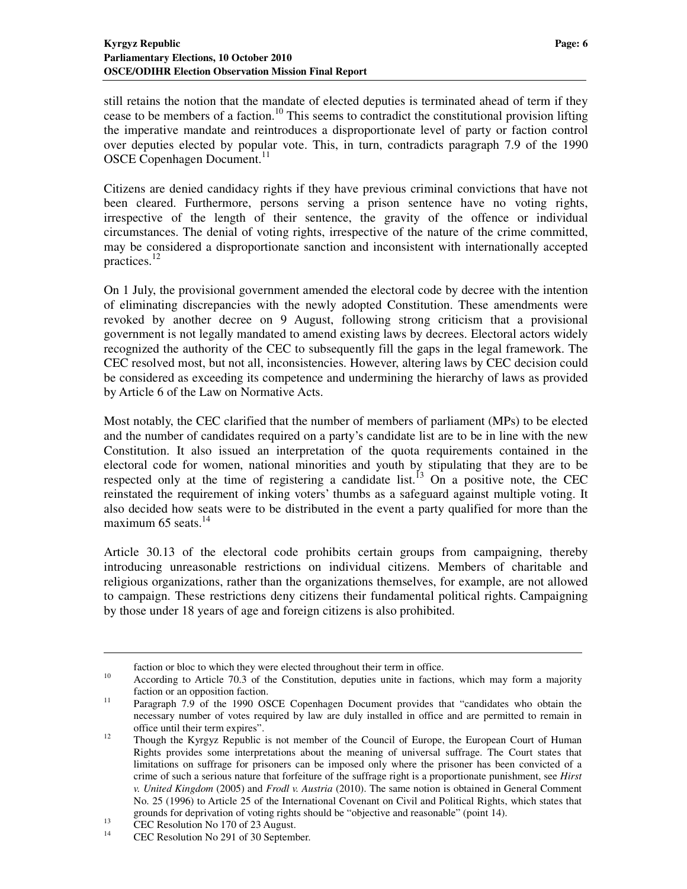still retains the notion that the mandate of elected deputies is terminated ahead of term if they cease to be members of a faction.[10] This seems to contradict the constitutional provision lifting the imperative mandate and reintroduces a disproportionate level of party or faction control over deputies elected by popular vote. This, in turn, contradicts paragraph 7.9 of the 1990 OSCE Copenhagen Document.[11]

Citizens are denied candidacy rights if they have previous criminal convictions that have not been cleared. Furthermore, persons serving a prison sentence have no voting rights, irrespective of the length of their sentence, the gravity of the offence or individual circumstances. The denial of voting rights, irrespective of the nature of the crime committed, may be considered a disproportionate sanction and inconsistent with internationally accepted practices.[12]

On 1 July, the provisional government amended the electoral code by decree with the intention of eliminating discrepancies with the newly adopted Constitution. These amendments were revoked by another decree on 9 August, following strong criticism that a provisional government is not legally mandated to amend existing laws by decrees. Electoral actors widely recognized the authority of the CEC to subsequently fill the gaps in the legal framework. The CEC resolved most, but not all, inconsistencies. However, altering laws by CEC decision could be considered as exceeding its competence and undermining the hierarchy of laws as provided by Article 6 of the Law on Normative Acts.

Most notably, the CEC clarified that the number of members of parliament (MPs) to be elected and the number of candidates required on a party's candidate list are to be in line with the new Constitution. It also issued an interpretation of the quota requirements contained in the electoral code for women, national minorities and youth by stipulating that they are to be respected only at the time of registering a candidate list.[13] On a positive note, the CEC reinstated the requirement of inking voters' thumbs as a safeguard against multiple voting. It also decided how seats were to be distributed in the event a party qualified for more than the maximum 65 seats.[14]

Article 30.13 of the electoral code prohibits certain groups from campaigning, thereby introducing unreasonable restrictions on individual citizens. Members of charitable and religious organizations, rather than the organizations themselves, for example, are not allowed to campaign. These restrictions deny citizens their fundamental political rights. Campaigning by those under 18 years of age and foreign citizens is also prohibited.

---

faction or bloc to which they were elected throughout their term in office.

[10] According to Article 70.3 of the Constitution, deputies unite in factions, which may form a majority faction or an opposition faction.

[11] Paragraph 7.9 of the 1990 OSCE Copenhagen Document provides that "candidates who obtain the necessary number of votes required by law are duly installed in office and are permitted to remain in office until their term expires".

[12] Though the Kyrgyz Republic is not member of the Council of Europe, the European Court of Human Rights provides some interpretations about the meaning of universal suffrage. The Court states that limitations on suffrage for prisoners can be imposed only where the prisoner has been convicted of a crime of such a serious nature that forfeiture of the suffrage right is a proportionate punishment, see *Hirst v. United Kingdom* (2005) and *Frodl v. Austria* (2010). The same notion is obtained in General Comment No. 25 (1996) to Article 25 of the International Covenant on Civil and Political Rights, which states that grounds for deprivation of voting rights should be "objective and reasonable" (point 14).

[13] CEC Resolution No 170 of 23 August.

[14] CEC Resolution No 291 of 30 September.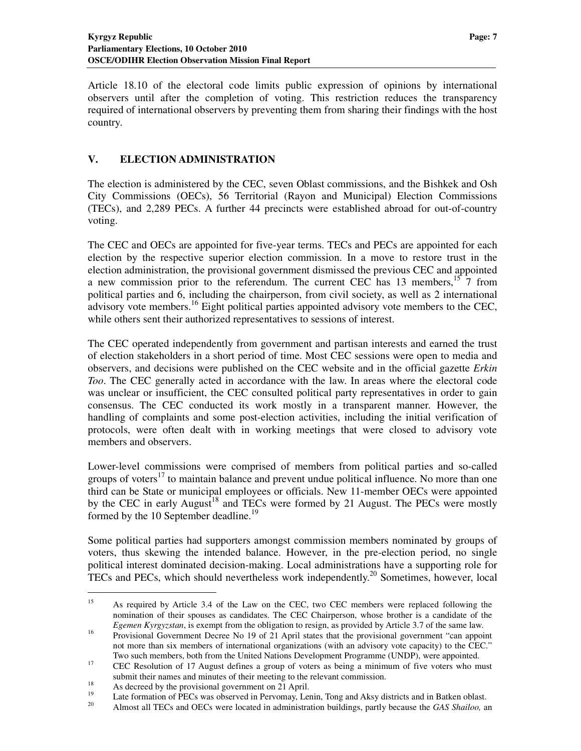Article 18.10 of the electoral code limits public expression of opinions by international observers until after the completion of voting. This restriction reduces the transparency required of international observers by preventing them from sharing their findings with the host country.

## V. ELECTION ADMINISTRATION

The election is administered by the CEC, seven Oblast commissions, and the Bishkek and Osh City Commissions (OECs), 56 Territorial (Rayon and Municipal) Election Commissions (TECs), and 2,289 PECs. A further 44 precincts were established abroad for out-of-country voting.

The CEC and OECs are appointed for five-year terms. TECs and PECs are appointed for each election by the respective superior election commission. In a move to restore trust in the election administration, the provisional government dismissed the previous CEC and appointed a new commission prior to the referendum. The current CEC has 13 members,[15] 7 from political parties and 6, including the chairperson, from civil society, as well as 2 international advisory vote members.[16] Eight political parties appointed advisory vote members to the CEC, while others sent their authorized representatives to sessions of interest.

The CEC operated independently from government and partisan interests and earned the trust of election stakeholders in a short period of time. Most CEC sessions were open to media and observers, and decisions were published on the CEC website and in the official gazette *Erkin Too*. The CEC generally acted in accordance with the law. In areas where the electoral code was unclear or insufficient, the CEC consulted political party representatives in order to gain consensus. The CEC conducted its work mostly in a transparent manner. However, the handling of complaints and some post-election activities, including the initial verification of protocols, were often dealt with in working meetings that were closed to advisory vote members and observers.

Lower-level commissions were comprised of members from political parties and so-called groups of voters[17] to maintain balance and prevent undue political influence. No more than one third can be State or municipal employees or officials. New 11-member OECs were appointed by the CEC in early August[18] and TECs were formed by 21 August. The PECs were mostly formed by the 10 September deadline.[19]

Some political parties had supporters amongst commission members nominated by groups of voters, thus skewing the intended balance. However, in the pre-election period, no single political interest dominated decision-making. Local administrations have a supporting role for TECs and PECs, which should nevertheless work independently.[20] Sometimes, however, local

---

[15] As required by Article 3.4 of the Law on the CEC, two CEC members were replaced following the nomination of their spouses as candidates. The CEC Chairperson, whose brother is a candidate of the *Egemen Kyrgyzstan*, is exempt from the obligation to resign, as provided by Article 3.7 of the same law.

[16] Provisional Government Decree No 19 of 21 April states that the provisional government "can appoint not more than six members of international organizations (with an advisory vote capacity) to the CEC." Two such members, both from the United Nations Development Programme (UNDP), were appointed.

[17] CEC Resolution of 17 August defines a group of voters as being a minimum of five voters who must submit their names and minutes of their meeting to the relevant commission.

[18] As decreed by the provisional government on 21 April.

[19] Late formation of PECs was observed in Pervomay, Lenin, Tong and Aksy districts and in Batken oblast.

[20] Almost all TECs and OECs were located in administration buildings, partly because the *GAS Shailoo,* an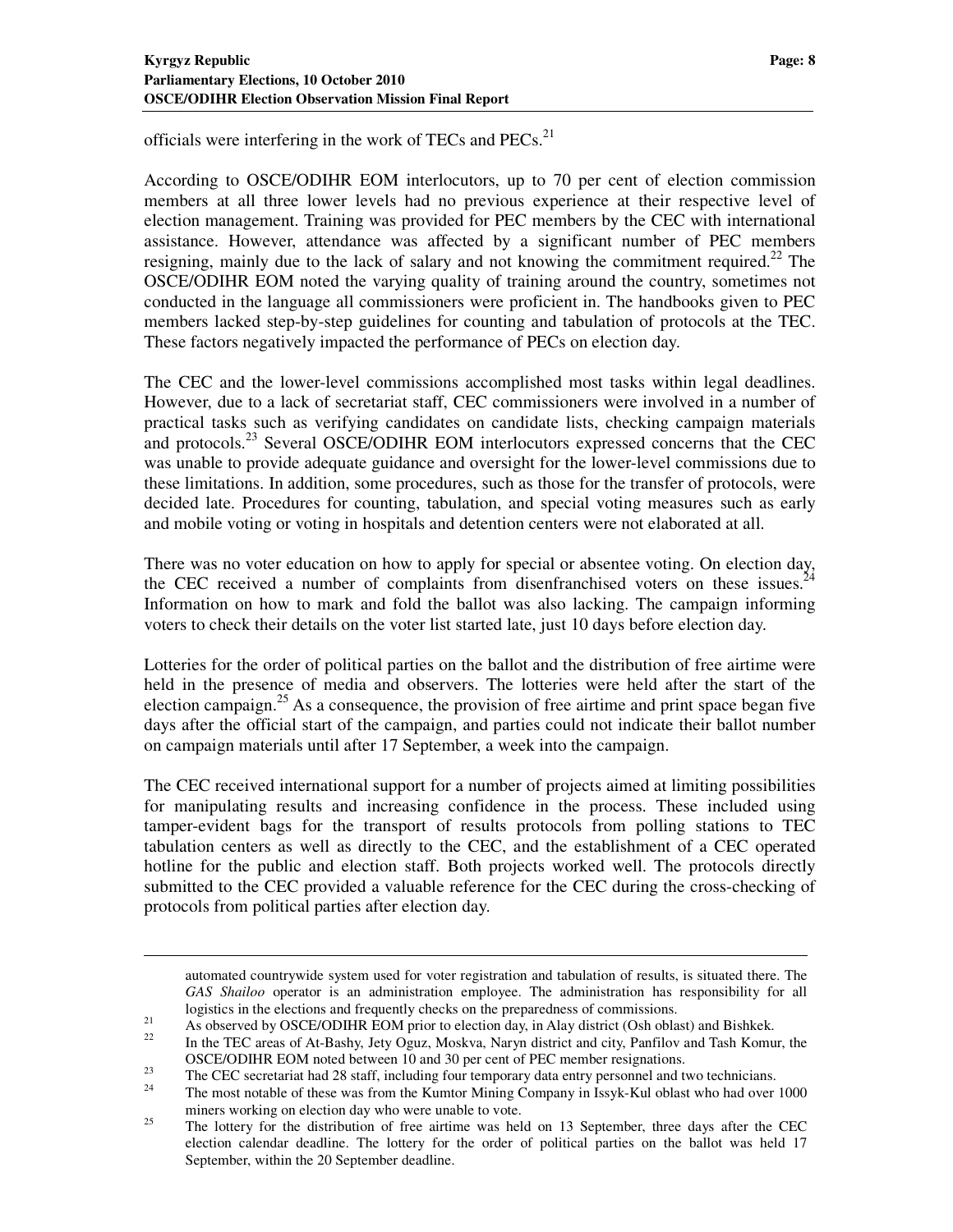officials were interfering in the work of TECs and PECs.[21]

According to OSCE/ODIHR EOM interlocutors, up to 70 per cent of election commission members at all three lower levels had no previous experience at their respective level of election management. Training was provided for PEC members by the CEC with international assistance. However, attendance was affected by a significant number of PEC members resigning, mainly due to the lack of salary and not knowing the commitment required.[22] The OSCE/ODIHR EOM noted the varying quality of training around the country, sometimes not conducted in the language all commissioners were proficient in. The handbooks given to PEC members lacked step-by-step guidelines for counting and tabulation of protocols at the TEC. These factors negatively impacted the performance of PECs on election day.

The CEC and the lower-level commissions accomplished most tasks within legal deadlines. However, due to a lack of secretariat staff, CEC commissioners were involved in a number of practical tasks such as verifying candidates on candidate lists, checking campaign materials and protocols.[23] Several OSCE/ODIHR EOM interlocutors expressed concerns that the CEC was unable to provide adequate guidance and oversight for the lower-level commissions due to these limitations. In addition, some procedures, such as those for the transfer of protocols, were decided late. Procedures for counting, tabulation, and special voting measures such as early and mobile voting or voting in hospitals and detention centers were not elaborated at all.

There was no voter education on how to apply for special or absentee voting. On election day, the CEC received a number of complaints from disenfranchised voters on these issues.[24] Information on how to mark and fold the ballot was also lacking. The campaign informing voters to check their details on the voter list started late, just 10 days before election day.

Lotteries for the order of political parties on the ballot and the distribution of free airtime were held in the presence of media and observers. The lotteries were held after the start of the election campaign.[25] As a consequence, the provision of free airtime and print space began five days after the official start of the campaign, and parties could not indicate their ballot number on campaign materials until after 17 September, a week into the campaign.

The CEC received international support for a number of projects aimed at limiting possibilities for manipulating results and increasing confidence in the process. These included using tamper-evident bags for the transport of results protocols from polling stations to TEC tabulation centers as well as directly to the CEC, and the establishment of a CEC operated hotline for the public and election staff. Both projects worked well. The protocols directly submitted to the CEC provided a valuable reference for the CEC during the cross-checking of protocols from political parties after election day.

---

automated countrywide system used for voter registration and tabulation of results, is situated there. The *GAS Shailoo* operator is an administration employee. The administration has responsibility for all logistics in the elections and frequently checks on the preparedness of commissions.

[21] As observed by OSCE/ODIHR EOM prior to election day, in Alay district (Osh oblast) and Bishkek.

[22] In the TEC areas of At-Bashy, Jety Oguz, Moskva, Naryn district and city, Panfilov and Tash Komur, the OSCE/ODIHR EOM noted between 10 and 30 per cent of PEC member resignations.

[23] The CEC secretariat had 28 staff, including four temporary data entry personnel and two technicians.

[24] The most notable of these was from the Kumtor Mining Company in Issyk-Kul oblast who had over 1000 miners working on election day who were unable to vote.

[25] The lottery for the distribution of free airtime was held on 13 September, three days after the CEC election calendar deadline. The lottery for the order of political parties on the ballot was held 17 September, within the 20 September deadline.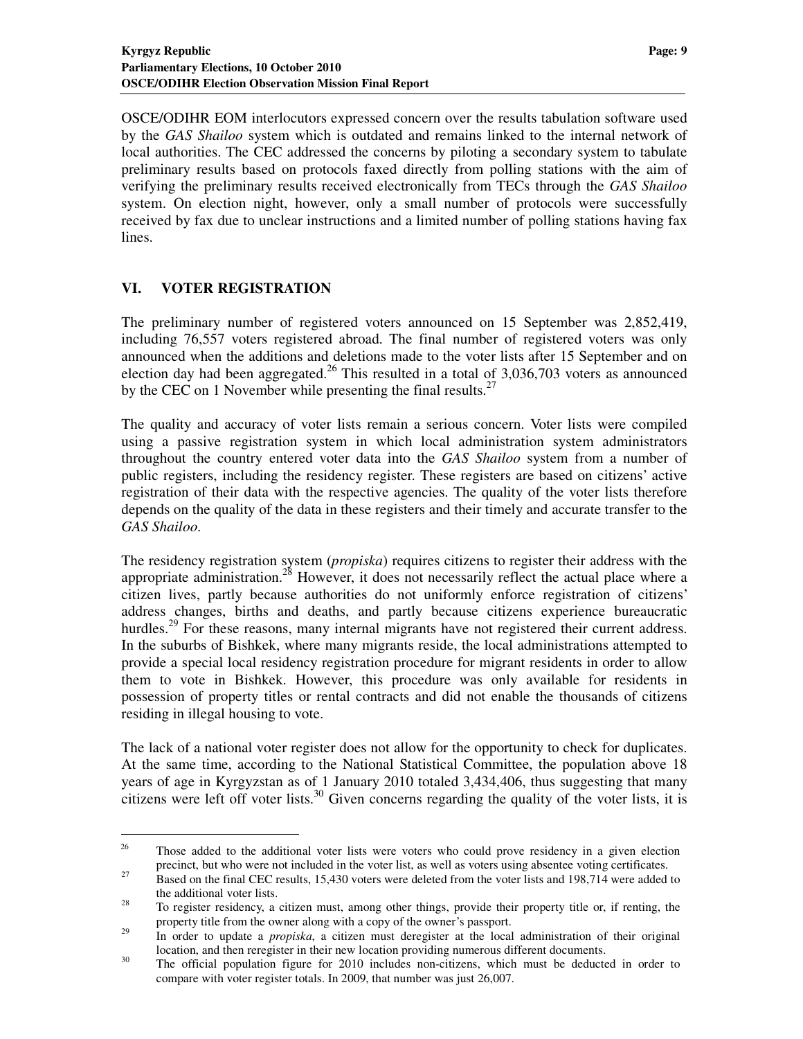OSCE/ODIHR EOM interlocutors expressed concern over the results tabulation software used by the *GAS Shailoo* system which is outdated and remains linked to the internal network of local authorities. The CEC addressed the concerns by piloting a secondary system to tabulate preliminary results based on protocols faxed directly from polling stations with the aim of verifying the preliminary results received electronically from TECs through the *GAS Shailoo* system. On election night, however, only a small number of protocols were successfully received by fax due to unclear instructions and a limited number of polling stations having fax lines.

## VI. VOTER REGISTRATION

The preliminary number of registered voters announced on 15 September was 2,852,419, including 76,557 voters registered abroad. The final number of registered voters was only announced when the additions and deletions made to the voter lists after 15 September and on election day had been aggregated.[26] This resulted in a total of 3,036,703 voters as announced by the CEC on 1 November while presenting the final results.[27]

The quality and accuracy of voter lists remain a serious concern. Voter lists were compiled using a passive registration system in which local administration system administrators throughout the country entered voter data into the *GAS Shailoo* system from a number of public registers, including the residency register. These registers are based on citizens' active registration of their data with the respective agencies. The quality of the voter lists therefore depends on the quality of the data in these registers and their timely and accurate transfer to the *GAS Shailoo*.

The residency registration system (*propiska*) requires citizens to register their address with the appropriate administration.[28] However, it does not necessarily reflect the actual place where a citizen lives, partly because authorities do not uniformly enforce registration of citizens' address changes, births and deaths, and partly because citizens experience bureaucratic hurdles.[29] For these reasons, many internal migrants have not registered their current address. In the suburbs of Bishkek, where many migrants reside, the local administrations attempted to provide a special local residency registration procedure for migrant residents in order to allow them to vote in Bishkek. However, this procedure was only available for residents in possession of property titles or rental contracts and did not enable the thousands of citizens residing in illegal housing to vote.

The lack of a national voter register does not allow for the opportunity to check for duplicates. At the same time, according to the National Statistical Committee, the population above 18 years of age in Kyrgyzstan as of 1 January 2010 totaled 3,434,406, thus suggesting that many citizens were left off voter lists.[30] Given concerns regarding the quality of the voter lists, it is

---

[26] Those added to the additional voter lists were voters who could prove residency in a given election precinct, but who were not included in the voter list, as well as voters using absentee voting certificates.

[27] Based on the final CEC results, 15,430 voters were deleted from the voter lists and 198,714 were added to the additional voter lists.

[28] To register residency, a citizen must, among other things, provide their property title or, if renting, the property title from the owner along with a copy of the owner's passport.

[29] In order to update a *propiska*, a citizen must deregister at the local administration of their original location, and then reregister in their new location providing numerous different documents.

[30] The official population figure for 2010 includes non-citizens, which must be deducted in order to compare with voter register totals. In 2009, that number was just 26,007.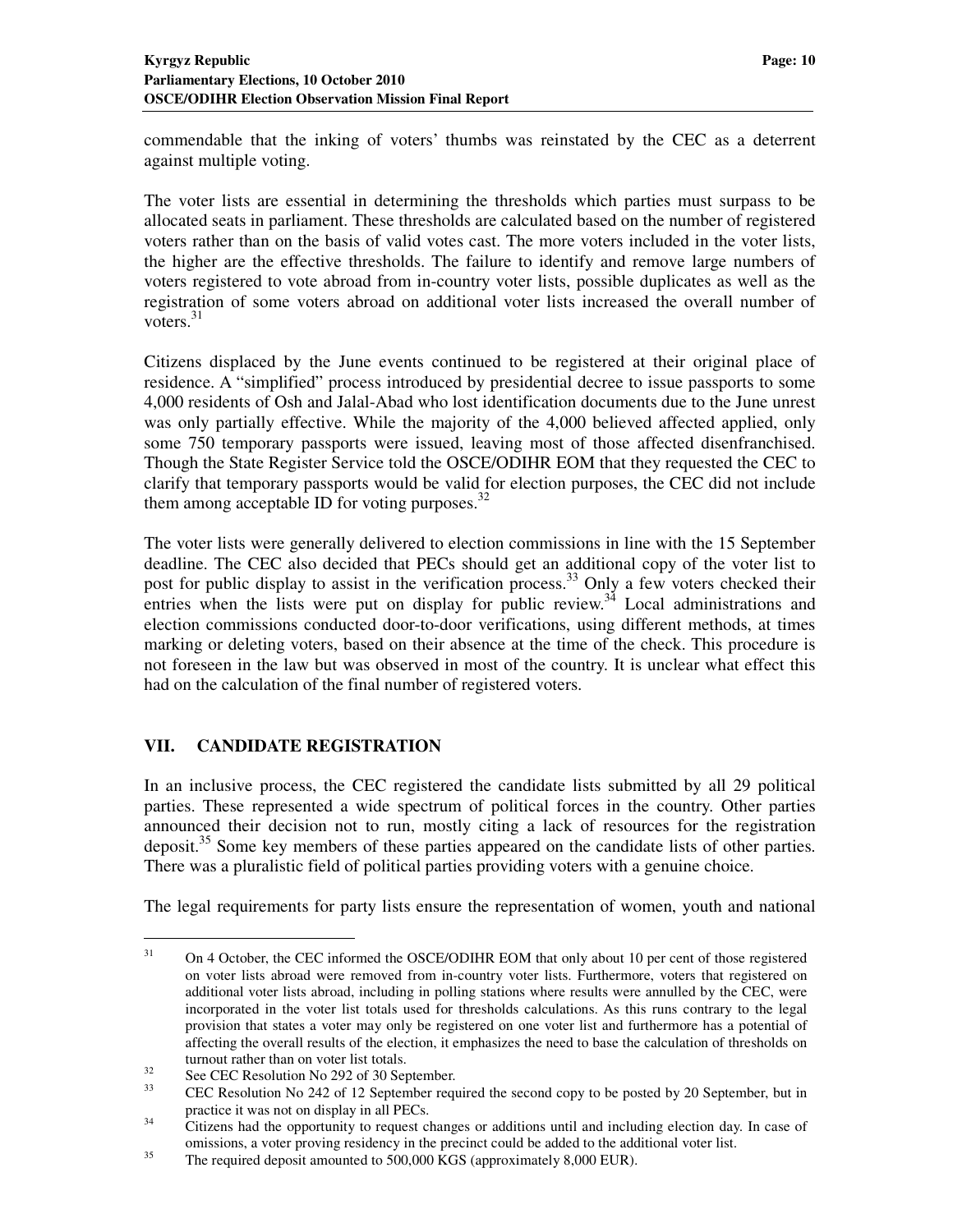commendable that the inking of voters' thumbs was reinstated by the CEC as a deterrent against multiple voting.

The voter lists are essential in determining the thresholds which parties must surpass to be allocated seats in parliament. These thresholds are calculated based on the number of registered voters rather than on the basis of valid votes cast. The more voters included in the voter lists, the higher are the effective thresholds. The failure to identify and remove large numbers of voters registered to vote abroad from in-country voter lists, possible duplicates as well as the registration of some voters abroad on additional voter lists increased the overall number of voters.[31]

Citizens displaced by the June events continued to be registered at their original place of residence. A "simplified" process introduced by presidential decree to issue passports to some 4,000 residents of Osh and Jalal-Abad who lost identification documents due to the June unrest was only partially effective. While the majority of the 4,000 believed affected applied, only some 750 temporary passports were issued, leaving most of those affected disenfranchised. Though the State Register Service told the OSCE/ODIHR EOM that they requested the CEC to clarify that temporary passports would be valid for election purposes, the CEC did not include them among acceptable ID for voting purposes.[32]

The voter lists were generally delivered to election commissions in line with the 15 September deadline. The CEC also decided that PECs should get an additional copy of the voter list to post for public display to assist in the verification process.[33] Only a few voters checked their entries when the lists were put on display for public review.[34] Local administrations and election commissions conducted door-to-door verifications, using different methods, at times marking or deleting voters, based on their absence at the time of the check. This procedure is not foreseen in the law but was observed in most of the country. It is unclear what effect this had on the calculation of the final number of registered voters.

## VII. CANDIDATE REGISTRATION

In an inclusive process, the CEC registered the candidate lists submitted by all 29 political parties. These represented a wide spectrum of political forces in the country. Other parties announced their decision not to run, mostly citing a lack of resources for the registration deposit.[35] Some key members of these parties appeared on the candidate lists of other parties. There was a pluralistic field of political parties providing voters with a genuine choice.

The legal requirements for party lists ensure the representation of women, youth and national

---

[31] On 4 October, the CEC informed the OSCE/ODIHR EOM that only about 10 per cent of those registered on voter lists abroad were removed from in-country voter lists. Furthermore, voters that registered on additional voter lists abroad, including in polling stations where results were annulled by the CEC, were incorporated in the voter list totals used for thresholds calculations. As this runs contrary to the legal provision that states a voter may only be registered on one voter list and furthermore has a potential of affecting the overall results of the election, it emphasizes the need to base the calculation of thresholds on turnout rather than on voter list totals.

[32] See CEC Resolution No 292 of 30 September.

[33] CEC Resolution No 242 of 12 September required the second copy to be posted by 20 September, but in practice it was not on display in all PECs.

[34] Citizens had the opportunity to request changes or additions until and including election day. In case of omissions, a voter proving residency in the precinct could be added to the additional voter list.

[35] The required deposit amounted to 500,000 KGS (approximately 8,000 EUR).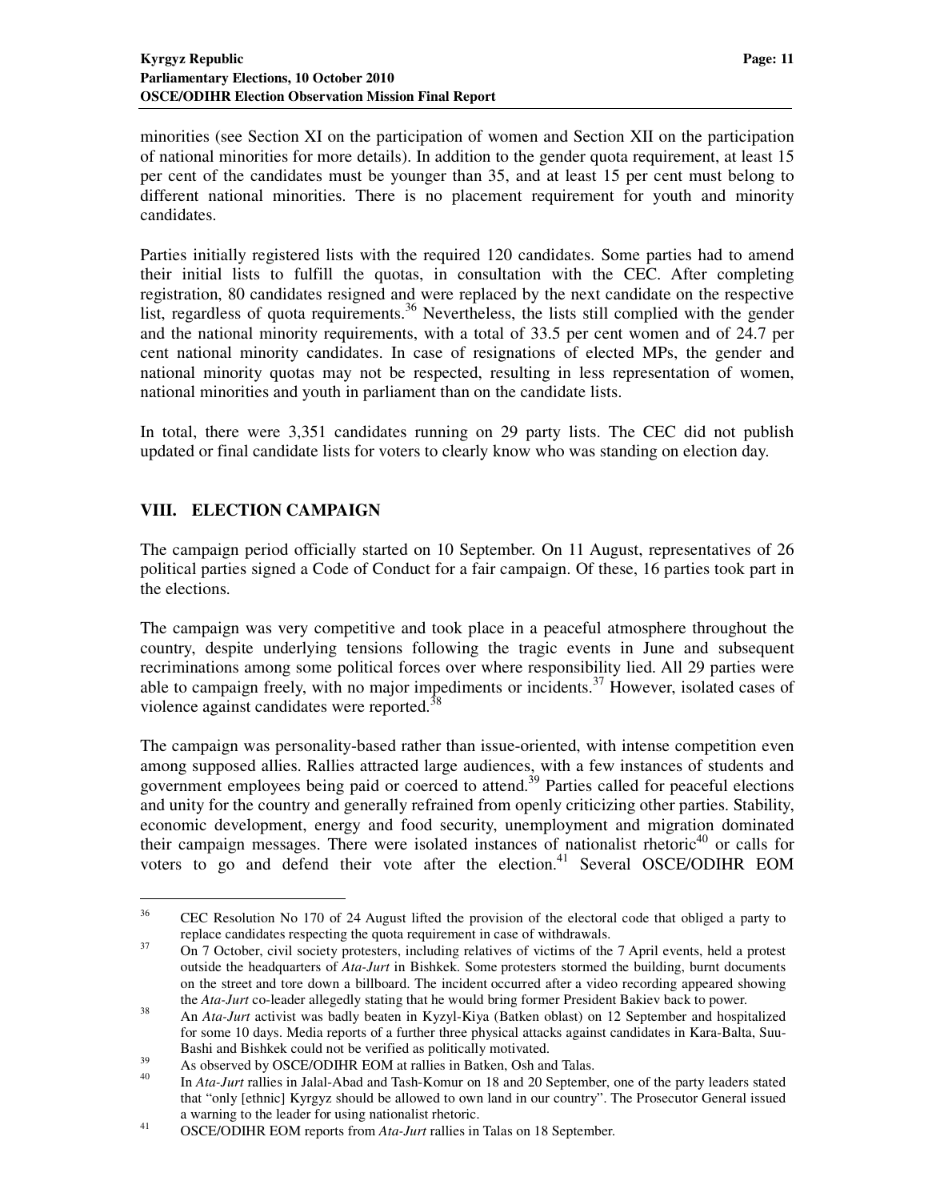minorities (see Section XI on the participation of women and Section XII on the participation of national minorities for more details). In addition to the gender quota requirement, at least 15 per cent of the candidates must be younger than 35, and at least 15 per cent must belong to different national minorities. There is no placement requirement for youth and minority candidates.

Parties initially registered lists with the required 120 candidates. Some parties had to amend their initial lists to fulfill the quotas, in consultation with the CEC. After completing registration, 80 candidates resigned and were replaced by the next candidate on the respective list, regardless of quota requirements.[36] Nevertheless, the lists still complied with the gender and the national minority requirements, with a total of 33.5 per cent women and of 24.7 per cent national minority candidates. In case of resignations of elected MPs, the gender and national minority quotas may not be respected, resulting in less representation of women, national minorities and youth in parliament than on the candidate lists.

In total, there were 3,351 candidates running on 29 party lists. The CEC did not publish updated or final candidate lists for voters to clearly know who was standing on election day.

## VIII. ELECTION CAMPAIGN

The campaign period officially started on 10 September. On 11 August, representatives of 26 political parties signed a Code of Conduct for a fair campaign. Of these, 16 parties took part in the elections.

The campaign was very competitive and took place in a peaceful atmosphere throughout the country, despite underlying tensions following the tragic events in June and subsequent recriminations among some political forces over where responsibility lied. All 29 parties were able to campaign freely, with no major impediments or incidents.[37] However, isolated cases of violence against candidates were reported.[38]

The campaign was personality-based rather than issue-oriented, with intense competition even among supposed allies. Rallies attracted large audiences, with a few instances of students and government employees being paid or coerced to attend.[39] Parties called for peaceful elections and unity for the country and generally refrained from openly criticizing other parties. Stability, economic development, energy and food security, unemployment and migration dominated their campaign messages. There were isolated instances of nationalist rhetoric[40] or calls for voters to go and defend their vote after the election.[41] Several OSCE/ODIHR EOM

---

[36] CEC Resolution No 170 of 24 August lifted the provision of the electoral code that obliged a party to replace candidates respecting the quota requirement in case of withdrawals.

[37] On 7 October, civil society protesters, including relatives of victims of the 7 April events, held a protest outside the headquarters of *Ata-Jurt* in Bishkek. Some protesters stormed the building, burnt documents on the street and tore down a billboard. The incident occurred after a video recording appeared showing the *Ata-Jurt* co-leader allegedly stating that he would bring former President Bakiev back to power.

[38] An *Ata-Jurt* activist was badly beaten in Kyzyl-Kiya (Batken oblast) on 12 September and hospitalized for some 10 days. Media reports of a further three physical attacks against candidates in Kara-Balta, Suu-Bashi and Bishkek could not be verified as politically motivated.

[39] As observed by OSCE/ODIHR EOM at rallies in Batken, Osh and Talas.

[40] In *Ata-Jurt* rallies in Jalal-Abad and Tash-Komur on 18 and 20 September, one of the party leaders stated that "only [ethnic] Kyrgyz should be allowed to own land in our country". The Prosecutor General issued a warning to the leader for using nationalist rhetoric.

[41] OSCE/ODIHR EOM reports from *Ata-Jurt* rallies in Talas on 18 September.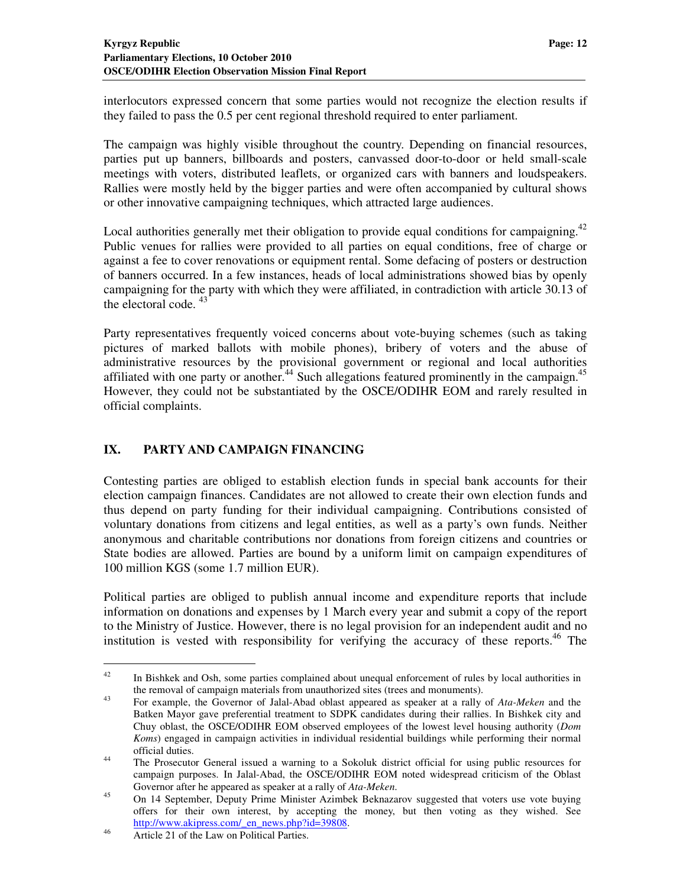interlocutors expressed concern that some parties would not recognize the election results if they failed to pass the 0.5 per cent regional threshold required to enter parliament.

The campaign was highly visible throughout the country. Depending on financial resources, parties put up banners, billboards and posters, canvassed door-to-door or held small-scale meetings with voters, distributed leaflets, or organized cars with banners and loudspeakers. Rallies were mostly held by the bigger parties and were often accompanied by cultural shows or other innovative campaigning techniques, which attracted large audiences.

Local authorities generally met their obligation to provide equal conditions for campaigning.[42] Public venues for rallies were provided to all parties on equal conditions, free of charge or against a fee to cover renovations or equipment rental. Some defacing of posters or destruction of banners occurred. In a few instances, heads of local administrations showed bias by openly campaigning for the party with which they were affiliated, in contradiction with article 30.13 of the electoral code. [43]

Party representatives frequently voiced concerns about vote-buying schemes (such as taking pictures of marked ballots with mobile phones), bribery of voters and the abuse of administrative resources by the provisional government or regional and local authorities affiliated with one party or another.[44] Such allegations featured prominently in the campaign.[45] However, they could not be substantiated by the OSCE/ODIHR EOM and rarely resulted in official complaints.

## IX. PARTY AND CAMPAIGN FINANCING

Contesting parties are obliged to establish election funds in special bank accounts for their election campaign finances. Candidates are not allowed to create their own election funds and thus depend on party funding for their individual campaigning. Contributions consisted of voluntary donations from citizens and legal entities, as well as a party's own funds. Neither anonymous and charitable contributions nor donations from foreign citizens and countries or State bodies are allowed. Parties are bound by a uniform limit on campaign expenditures of 100 million KGS (some 1.7 million EUR).

Political parties are obliged to publish annual income and expenditure reports that include information on donations and expenses by 1 March every year and submit a copy of the report to the Ministry of Justice. However, there is no legal provision for an independent audit and no institution is vested with responsibility for verifying the accuracy of these reports.[46] The

---

[42] In Bishkek and Osh, some parties complained about unequal enforcement of rules by local authorities in the removal of campaign materials from unauthorized sites (trees and monuments).

[43] For example, the Governor of Jalal-Abad oblast appeared as speaker at a rally of *Ata-Meken* and the Batken Mayor gave preferential treatment to SDPK candidates during their rallies. In Bishkek city and Chuy oblast, the OSCE/ODIHR EOM observed employees of the lowest level housing authority (*Dom Koms*) engaged in campaign activities in individual residential buildings while performing their normal official duties.

[44] The Prosecutor General issued a warning to a Sokoluk district official for using public resources for campaign purposes. In Jalal-Abad, the OSCE/ODIHR EOM noted widespread criticism of the Oblast Governor after he appeared as speaker at a rally of *Ata-Meken*.

[45] On 14 September, Deputy Prime Minister Azimbek Beknazarov suggested that voters use vote buying offers for their own interest, by accepting the money, but then voting as they wished. See http://www.akipress.com/_en_news.php?id=39808.

[46] Article 21 of the Law on Political Parties.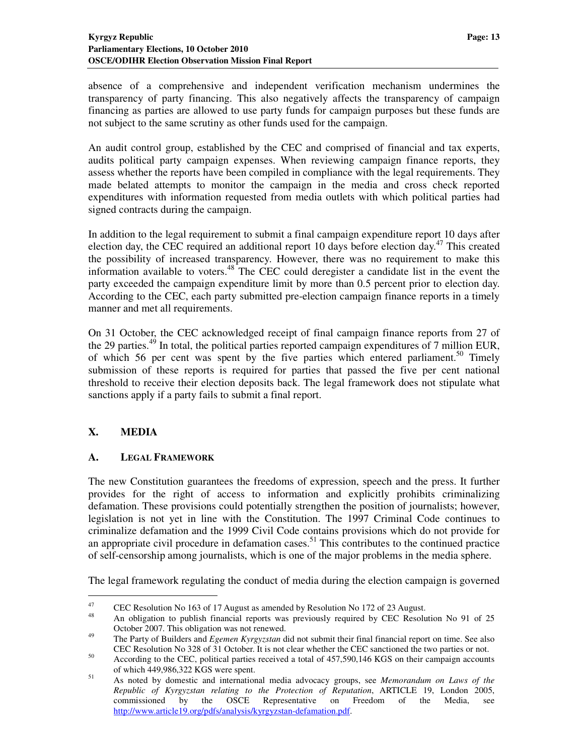absence of a comprehensive and independent verification mechanism undermines the transparency of party financing. This also negatively affects the transparency of campaign financing as parties are allowed to use party funds for campaign purposes but these funds are not subject to the same scrutiny as other funds used for the campaign.

An audit control group, established by the CEC and comprised of financial and tax experts, audits political party campaign expenses. When reviewing campaign finance reports, they assess whether the reports have been compiled in compliance with the legal requirements. They made belated attempts to monitor the campaign in the media and cross check reported expenditures with information requested from media outlets with which political parties had signed contracts during the campaign.

In addition to the legal requirement to submit a final campaign expenditure report 10 days after election day, the CEC required an additional report 10 days before election day.[47] This created the possibility of increased transparency. However, there was no requirement to make this information available to voters.[48] The CEC could deregister a candidate list in the event the party exceeded the campaign expenditure limit by more than 0.5 percent prior to election day. According to the CEC, each party submitted pre-election campaign finance reports in a timely manner and met all requirements.

On 31 October, the CEC acknowledged receipt of final campaign finance reports from 27 of the 29 parties.[49] In total, the political parties reported campaign expenditures of 7 million EUR, of which 56 per cent was spent by the five parties which entered parliament.[50] Timely submission of these reports is required for parties that passed the five per cent national threshold to receive their election deposits back. The legal framework does not stipulate what sanctions apply if a party fails to submit a final report.

## X. MEDIA

### A. Legal Framework

The new Constitution guarantees the freedoms of expression, speech and the press. It further provides for the right of access to information and explicitly prohibits criminalizing defamation. These provisions could potentially strengthen the position of journalists; however, legislation is not yet in line with the Constitution. The 1997 Criminal Code continues to criminalize defamation and the 1999 Civil Code contains provisions which do not provide for an appropriate civil procedure in defamation cases.[51] This contributes to the continued practice of self-censorship among journalists, which is one of the major problems in the media sphere.

The legal framework regulating the conduct of media during the election campaign is governed

---

[47] CEC Resolution No 163 of 17 August as amended by Resolution No 172 of 23 August.

[48] An obligation to publish financial reports was previously required by CEC Resolution No 91 of 25 October 2007. This obligation was not renewed.

[49] The Party of Builders and *Egemen Kyrgyzstan* did not submit their final financial report on time. See also CEC Resolution No 328 of 31 October. It is not clear whether the CEC sanctioned the two parties or not.

[50] According to the CEC, political parties received a total of 457,590,146 KGS on their campaign accounts of which 449,986,322 KGS were spent.

[51] As noted by domestic and international media advocacy groups, see *Memorandum on Laws of the Republic of Kyrgyzstan relating to the Protection of Reputation*, ARTICLE 19, London 2005, commissioned by the OSCE Representative on Freedom of the Media, see http://www.article19.org/pdfs/analysis/kyrgyzstan-defamation.pdf.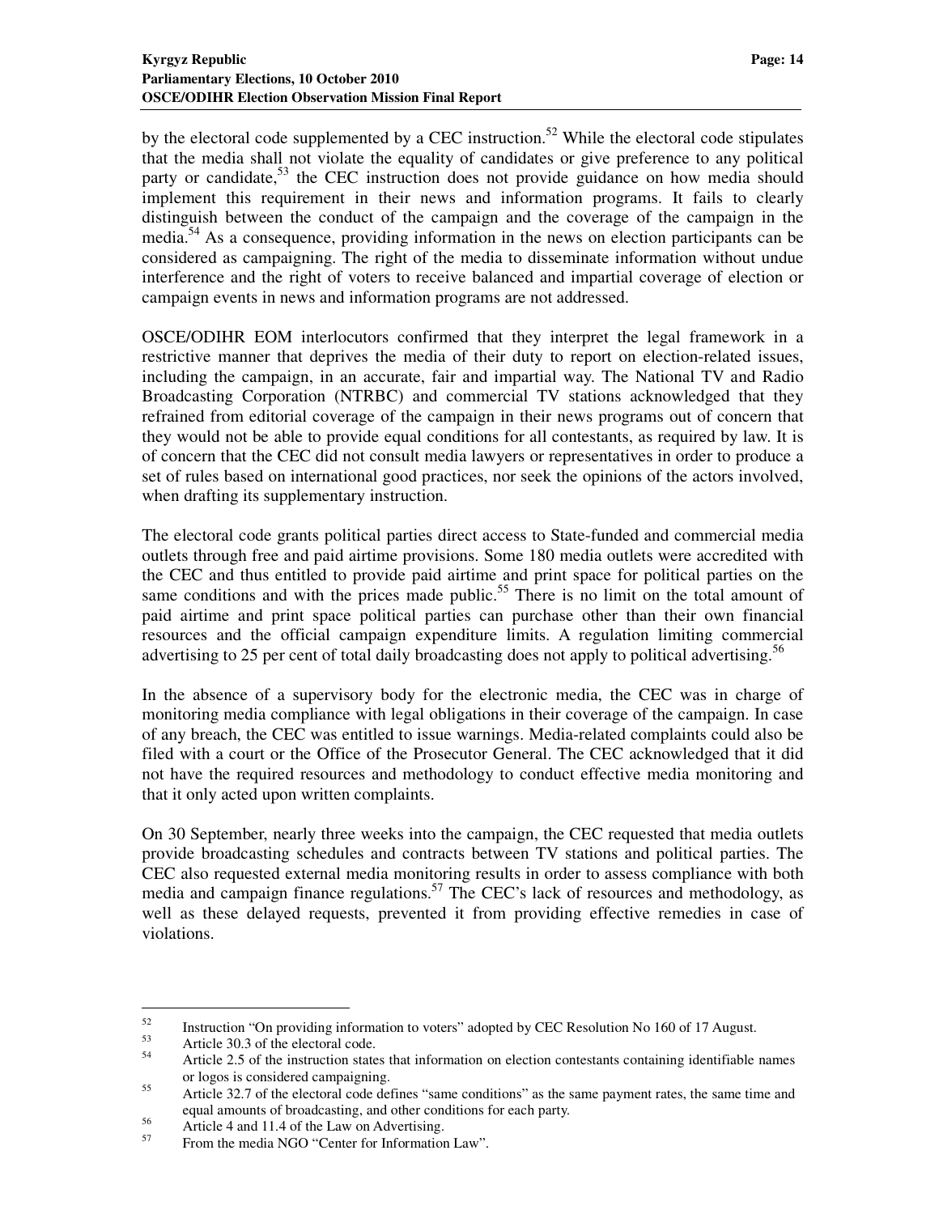by the electoral code supplemented by a CEC instruction.[52] While the electoral code stipulates that the media shall not violate the equality of candidates or give preference to any political party or candidate,[53] the CEC instruction does not provide guidance on how media should implement this requirement in their news and information programs. It fails to clearly distinguish between the conduct of the campaign and the coverage of the campaign in the media.[54] As a consequence, providing information in the news on election participants can be considered as campaigning. The right of the media to disseminate information without undue interference and the right of voters to receive balanced and impartial coverage of election or campaign events in news and information programs are not addressed.

OSCE/ODIHR EOM interlocutors confirmed that they interpret the legal framework in a restrictive manner that deprives the media of their duty to report on election-related issues, including the campaign, in an accurate, fair and impartial way. The National TV and Radio Broadcasting Corporation (NTRBC) and commercial TV stations acknowledged that they refrained from editorial coverage of the campaign in their news programs out of concern that they would not be able to provide equal conditions for all contestants, as required by law. It is of concern that the CEC did not consult media lawyers or representatives in order to produce a set of rules based on international good practices, nor seek the opinions of the actors involved, when drafting its supplementary instruction.

The electoral code grants political parties direct access to State-funded and commercial media outlets through free and paid airtime provisions. Some 180 media outlets were accredited with the CEC and thus entitled to provide paid airtime and print space for political parties on the same conditions and with the prices made public.[55] There is no limit on the total amount of paid airtime and print space political parties can purchase other than their own financial resources and the official campaign expenditure limits. A regulation limiting commercial advertising to 25 per cent of total daily broadcasting does not apply to political advertising.[56]

In the absence of a supervisory body for the electronic media, the CEC was in charge of monitoring media compliance with legal obligations in their coverage of the campaign. In case of any breach, the CEC was entitled to issue warnings. Media-related complaints could also be filed with a court or the Office of the Prosecutor General. The CEC acknowledged that it did not have the required resources and methodology to conduct effective media monitoring and that it only acted upon written complaints.

On 30 September, nearly three weeks into the campaign, the CEC requested that media outlets provide broadcasting schedules and contracts between TV stations and political parties. The CEC also requested external media monitoring results in order to assess compliance with both media and campaign finance regulations.[57] The CEC's lack of resources and methodology, as well as these delayed requests, prevented it from providing effective remedies in case of violations.

---

[52] Instruction "On providing information to voters" adopted by CEC Resolution No 160 of 17 August.

[53] Article 30.3 of the electoral code.

[54] Article 2.5 of the instruction states that information on election contestants containing identifiable names or logos is considered campaigning.

[55] Article 32.7 of the electoral code defines "same conditions" as the same payment rates, the same time and equal amounts of broadcasting, and other conditions for each party.

[56] Article 4 and 11.4 of the Law on Advertising.

[57] From the media NGO "Center for Information Law".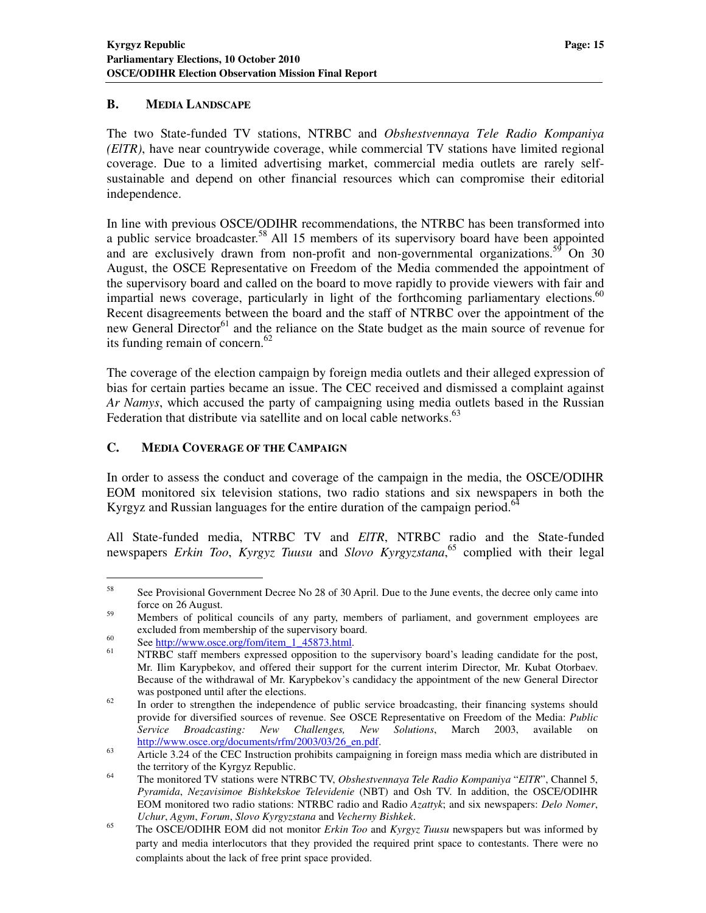## B. Media Landscape

The two State-funded TV stations, NTRBC and *Obshestvennaya Tele Radio Kompaniya (ElTR)*, have near countrywide coverage, while commercial TV stations have limited regional coverage. Due to a limited advertising market, commercial media outlets are rarely self-sustainable and depend on other financial resources which can compromise their editorial independence.

In line with previous OSCE/ODIHR recommendations, the NTRBC has been transformed into a public service broadcaster.[58] All 15 members of its supervisory board have been appointed and are exclusively drawn from non-profit and non-governmental organizations.[59] On 30 August, the OSCE Representative on Freedom of the Media commended the appointment of the supervisory board and called on the board to move rapidly to provide viewers with fair and impartial news coverage, particularly in light of the forthcoming parliamentary elections.[60] Recent disagreements between the board and the staff of NTRBC over the appointment of the new General Director[61] and the reliance on the State budget as the main source of revenue for its funding remain of concern.[62]

The coverage of the election campaign by foreign media outlets and their alleged expression of bias for certain parties became an issue. The CEC received and dismissed a complaint against *Ar Namys*, which accused the party of campaigning using media outlets based in the Russian Federation that distribute via satellite and on local cable networks.[63]

## C. Media Coverage of the Campaign

In order to assess the conduct and coverage of the campaign in the media, the OSCE/ODIHR EOM monitored six television stations, two radio stations and six newspapers in both the Kyrgyz and Russian languages for the entire duration of the campaign period.[64]

All State-funded media, NTRBC TV and *ElTR*, NTRBC radio and the State-funded newspapers *Erkin Too*, *Kyrgyz Tuusu* and *Slovo Kyrgyzstana*,[65] complied with their legal

---

[58] See Provisional Government Decree No 28 of 30 April. Due to the June events, the decree only came into force on 26 August.

[59] Members of political councils of any party, members of parliament, and government employees are excluded from membership of the supervisory board.

[60] See http://www.osce.org/fom/item_1_45873.html.

[61] NTRBC staff members expressed opposition to the supervisory board's leading candidate for the post, Mr. Ilim Karypbekov, and offered their support for the current interim Director, Mr. Kubat Otorbaev. Because of the withdrawal of Mr. Karypbekov's candidacy the appointment of the new General Director was postponed until after the elections.

[62] In order to strengthen the independence of public service broadcasting, their financing systems should provide for diversified sources of revenue. See OSCE Representative on Freedom of the Media: *Public Service Broadcasting: New Challenges, New Solutions*, March 2003, available on http://www.osce.org/documents/rfm/2003/03/26_en.pdf.

[63] Article 3.24 of the CEC Instruction prohibits campaigning in foreign mass media which are distributed in the territory of the Kyrgyz Republic.

[64] The monitored TV stations were NTRBC TV, *Obshestvennaya Tele Radio Kompaniya* "*ElTR*", Channel 5, *Pyramida*, *Nezavisimoe Bishkekskoe Televidenie* (NBT) and Osh TV. In addition, the OSCE/ODIHR EOM monitored two radio stations: NTRBC radio and Radio *Azattyk*; and six newspapers: *Delo Nomer*, *Uchur*, *Agym*, *Forum*, *Slovo Kyrgyzstana* and *Vecherny Bishkek*.

[65] The OSCE/ODIHR EOM did not monitor *Erkin Too* and *Kyrgyz Tuusu* newspapers but was informed by party and media interlocutors that they provided the required print space to contestants. There were no complaints about the lack of free print space provided.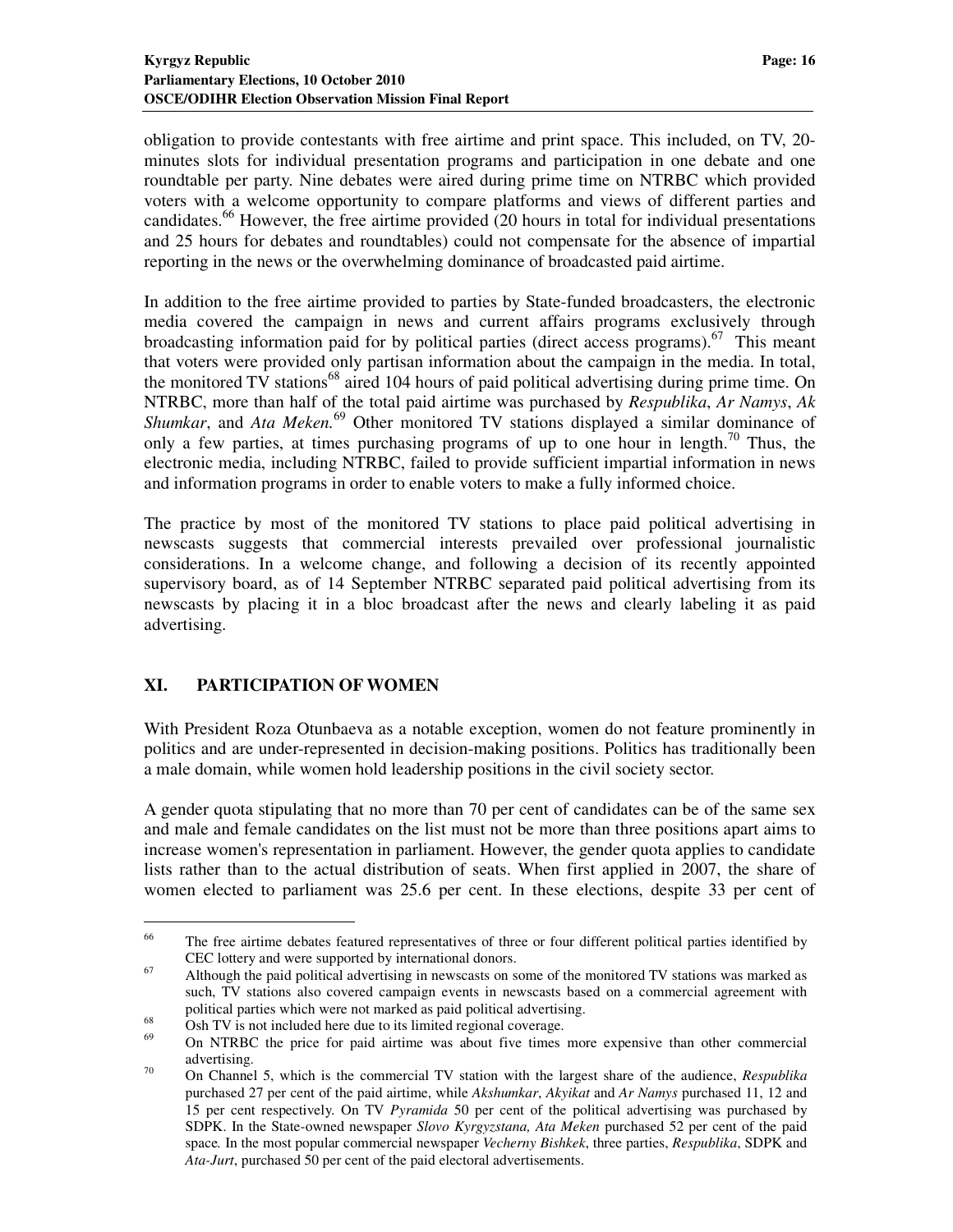obligation to provide contestants with free airtime and print space. This included, on TV, 20-minutes slots for individual presentation programs and participation in one debate and one roundtable per party. Nine debates were aired during prime time on NTRBC which provided voters with a welcome opportunity to compare platforms and views of different parties and candidates.[66] However, the free airtime provided (20 hours in total for individual presentations and 25 hours for debates and roundtables) could not compensate for the absence of impartial reporting in the news or the overwhelming dominance of broadcasted paid airtime.

In addition to the free airtime provided to parties by State-funded broadcasters, the electronic media covered the campaign in news and current affairs programs exclusively through broadcasting information paid for by political parties (direct access programs).[67] This meant that voters were provided only partisan information about the campaign in the media. In total, the monitored TV stations[68] aired 104 hours of paid political advertising during prime time. On NTRBC, more than half of the total paid airtime was purchased by *Respublika*, *Ar Namys*, *Ak Shumkar*, and *Ata Meken*.[69] Other monitored TV stations displayed a similar dominance of only a few parties, at times purchasing programs of up to one hour in length.[70] Thus, the electronic media, including NTRBC, failed to provide sufficient impartial information in news and information programs in order to enable voters to make a fully informed choice.

The practice by most of the monitored TV stations to place paid political advertising in newscasts suggests that commercial interests prevailed over professional journalistic considerations. In a welcome change, and following a decision of its recently appointed supervisory board, as of 14 September NTRBC separated paid political advertising from its newscasts by placing it in a bloc broadcast after the news and clearly labeling it as paid advertising.

## XI. PARTICIPATION OF WOMEN

With President Roza Otunbaeva as a notable exception, women do not feature prominently in politics and are under-represented in decision-making positions. Politics has traditionally been a male domain, while women hold leadership positions in the civil society sector.

A gender quota stipulating that no more than 70 per cent of candidates can be of the same sex and male and female candidates on the list must not be more than three positions apart aims to increase women's representation in parliament. However, the gender quota applies to candidate lists rather than to the actual distribution of seats. When first applied in 2007, the share of women elected to parliament was 25.6 per cent. In these elections, despite 33 per cent of

---

[66] The free airtime debates featured representatives of three or four different political parties identified by CEC lottery and were supported by international donors.

[67] Although the paid political advertising in newscasts on some of the monitored TV stations was marked as such, TV stations also covered campaign events in newscasts based on a commercial agreement with political parties which were not marked as paid political advertising.

[68] Osh TV is not included here due to its limited regional coverage.

[69] On NTRBC the price for paid airtime was about five times more expensive than other commercial advertising.

[70] On Channel 5, which is the commercial TV station with the largest share of the audience, *Respublika* purchased 27 per cent of the paid airtime, while *Akshumkar*, *Akyikat* and *Ar Namys* purchased 11, 12 and 15 per cent respectively. On TV *Pyramida* 50 per cent of the political advertising was purchased by SDPK. In the State-owned newspaper *Slovo Kyrgyzstana, Ata Meken* purchased 52 per cent of the paid space. In the most popular commercial newspaper *Vecherny Bishkek*, three parties, *Respublika*, SDPK and *Ata-Jurt*, purchased 50 per cent of the paid electoral advertisements.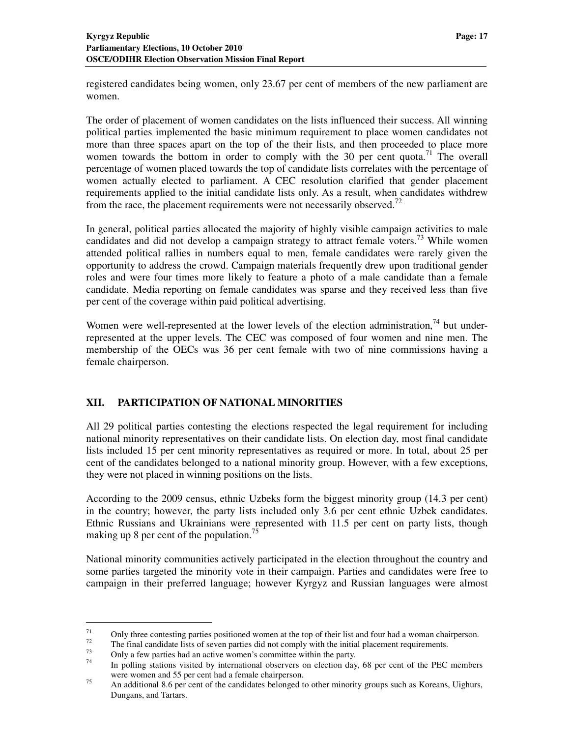registered candidates being women, only 23.67 per cent of members of the new parliament are women.

The order of placement of women candidates on the lists influenced their success. All winning political parties implemented the basic minimum requirement to place women candidates not more than three spaces apart on the top of the their lists, and then proceeded to place more women towards the bottom in order to comply with the 30 per cent quota.[71] The overall percentage of women placed towards the top of candidate lists correlates with the percentage of women actually elected to parliament. A CEC resolution clarified that gender placement requirements applied to the initial candidate lists only. As a result, when candidates withdrew from the race, the placement requirements were not necessarily observed.[72]

In general, political parties allocated the majority of highly visible campaign activities to male candidates and did not develop a campaign strategy to attract female voters.[73] While women attended political rallies in numbers equal to men, female candidates were rarely given the opportunity to address the crowd. Campaign materials frequently drew upon traditional gender roles and were four times more likely to feature a photo of a male candidate than a female candidate. Media reporting on female candidates was sparse and they received less than five per cent of the coverage within paid political advertising.

Women were well-represented at the lower levels of the election administration,[74] but under-represented at the upper levels. The CEC was composed of four women and nine men. The membership of the OECs was 36 per cent female with two of nine commissions having a female chairperson.

## XII. PARTICIPATION OF NATIONAL MINORITIES

All 29 political parties contesting the elections respected the legal requirement for including national minority representatives on their candidate lists. On election day, most final candidate lists included 15 per cent minority representatives as required or more. In total, about 25 per cent of the candidates belonged to a national minority group. However, with a few exceptions, they were not placed in winning positions on the lists.

According to the 2009 census, ethnic Uzbeks form the biggest minority group (14.3 per cent) in the country; however, the party lists included only 3.6 per cent ethnic Uzbek candidates. Ethnic Russians and Ukrainians were represented with 11.5 per cent on party lists, though making up 8 per cent of the population.[75]

National minority communities actively participated in the election throughout the country and some parties targeted the minority vote in their campaign. Parties and candidates were free to campaign in their preferred language; however Kyrgyz and Russian languages were almost

---

[71] Only three contesting parties positioned women at the top of their list and four had a woman chairperson.

[72] The final candidate lists of seven parties did not comply with the initial placement requirements.

[73] Only a few parties had an active women's committee within the party.

[74] In polling stations visited by international observers on election day, 68 per cent of the PEC members were women and 55 per cent had a female chairperson.

[75] An additional 8.6 per cent of the candidates belonged to other minority groups such as Koreans, Uighurs, Dungans, and Tartars.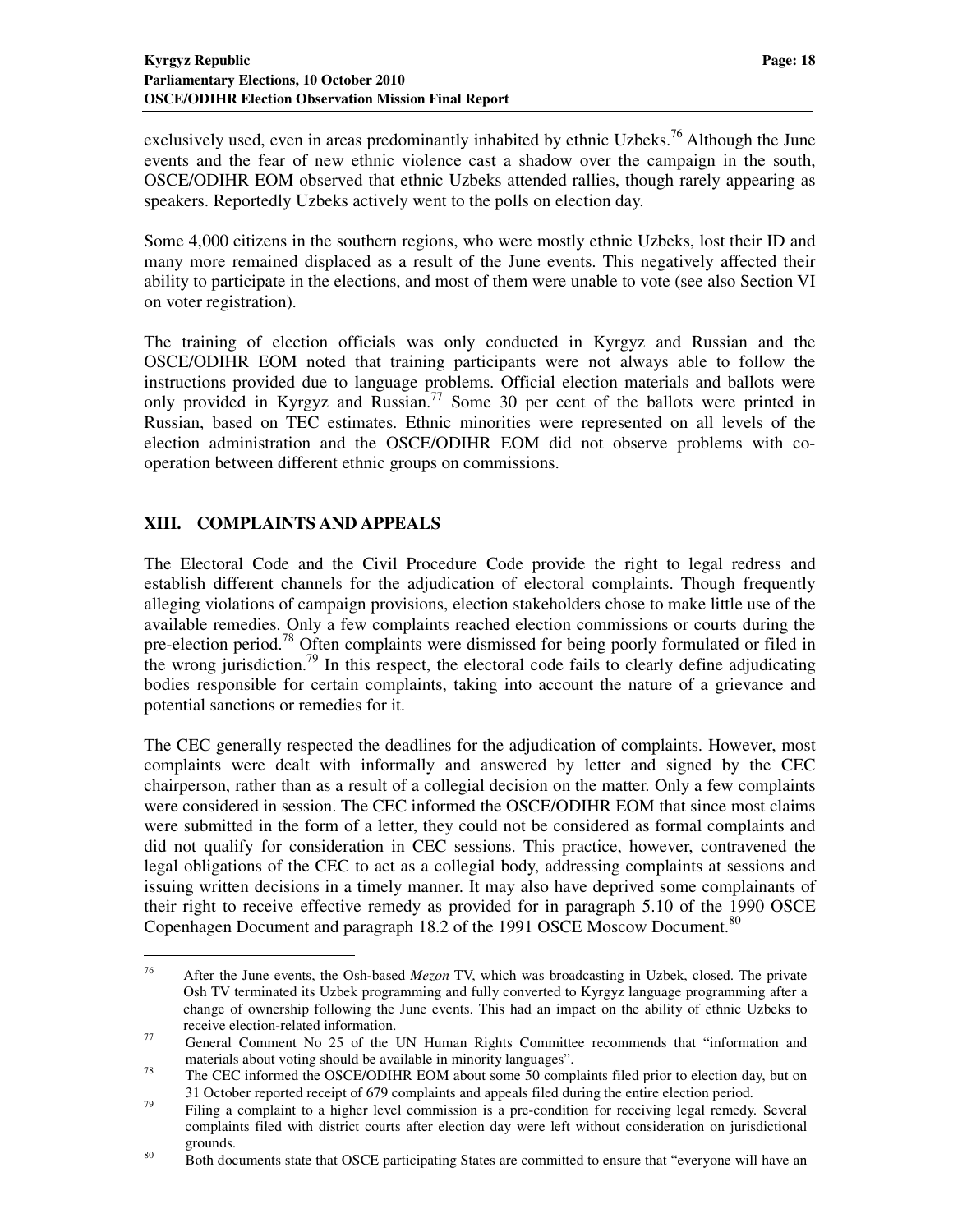exclusively used, even in areas predominantly inhabited by ethnic Uzbeks.[76] Although the June events and the fear of new ethnic violence cast a shadow over the campaign in the south, OSCE/ODIHR EOM observed that ethnic Uzbeks attended rallies, though rarely appearing as speakers. Reportedly Uzbeks actively went to the polls on election day.

Some 4,000 citizens in the southern regions, who were mostly ethnic Uzbeks, lost their ID and many more remained displaced as a result of the June events. This negatively affected their ability to participate in the elections, and most of them were unable to vote (see also Section VI on voter registration).

The training of election officials was only conducted in Kyrgyz and Russian and the OSCE/ODIHR EOM noted that training participants were not always able to follow the instructions provided due to language problems. Official election materials and ballots were only provided in Kyrgyz and Russian.[77] Some 30 per cent of the ballots were printed in Russian, based on TEC estimates. Ethnic minorities were represented on all levels of the election administration and the OSCE/ODIHR EOM did not observe problems with co-operation between different ethnic groups on commissions.

## XIII. COMPLAINTS AND APPEALS

The Electoral Code and the Civil Procedure Code provide the right to legal redress and establish different channels for the adjudication of electoral complaints. Though frequently alleging violations of campaign provisions, election stakeholders chose to make little use of the available remedies. Only a few complaints reached election commissions or courts during the pre-election period.[78] Often complaints were dismissed for being poorly formulated or filed in the wrong jurisdiction.[79] In this respect, the electoral code fails to clearly define adjudicating bodies responsible for certain complaints, taking into account the nature of a grievance and potential sanctions or remedies for it.

The CEC generally respected the deadlines for the adjudication of complaints. However, most complaints were dealt with informally and answered by letter and signed by the CEC chairperson, rather than as a result of a collegial decision on the matter. Only a few complaints were considered in session. The CEC informed the OSCE/ODIHR EOM that since most claims were submitted in the form of a letter, they could not be considered as formal complaints and did not qualify for consideration in CEC sessions. This practice, however, contravened the legal obligations of the CEC to act as a collegial body, addressing complaints at sessions and issuing written decisions in a timely manner. It may also have deprived some complainants of their right to receive effective remedy as provided for in paragraph 5.10 of the 1990 OSCE Copenhagen Document and paragraph 18.2 of the 1991 OSCE Moscow Document.[80]

---

[76] After the June events, the Osh-based *Mezon* TV, which was broadcasting in Uzbek, closed. The private Osh TV terminated its Uzbek programming and fully converted to Kyrgyz language programming after a change of ownership following the June events. This had an impact on the ability of ethnic Uzbeks to receive election-related information.

[77] General Comment No 25 of the UN Human Rights Committee recommends that "information and materials about voting should be available in minority languages".

[78] The CEC informed the OSCE/ODIHR EOM about some 50 complaints filed prior to election day, but on 31 October reported receipt of 679 complaints and appeals filed during the entire election period.

[79] Filing a complaint to a higher level commission is a pre-condition for receiving legal remedy. Several complaints filed with district courts after election day were left without consideration on jurisdictional grounds.

[80] Both documents state that OSCE participating States are committed to ensure that "everyone will have an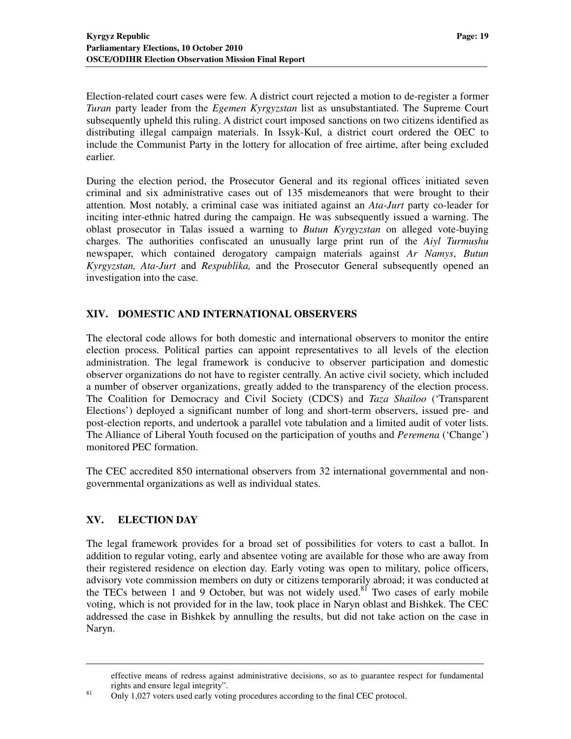Election-related court cases were few. A district court rejected a motion to de-register a former *Turan* party leader from the *Egemen Kyrgyzstan* list as unsubstantiated. The Supreme Court subsequently upheld this ruling. A district court imposed sanctions on two citizens identified as distributing illegal campaign materials. In Issyk-Kul, a district court ordered the OEC to include the Communist Party in the lottery for allocation of free airtime, after being excluded earlier.

During the election period, the Prosecutor General and its regional offices initiated seven criminal and six administrative cases out of 135 misdemeanors that were brought to their attention. Most notably, a criminal case was initiated against an *Ata-Jurt* party co-leader for inciting inter-ethnic hatred during the campaign. He was subsequently issued a warning. The oblast prosecutor in Talas issued a warning to *Butun Kyrgyzstan* on alleged vote-buying charges. The authorities confiscated an unusually large print run of the *Aiyl Turmushu* newspaper, which contained derogatory campaign materials against *Ar Namys*, *Butun Kyrgyzstan, Ata-Jurt* and *Respublika,* and the Prosecutor General subsequently opened an investigation into the case.

## XIV. DOMESTIC AND INTERNATIONAL OBSERVERS

The electoral code allows for both domestic and international observers to monitor the entire election process. Political parties can appoint representatives to all levels of the election administration. The legal framework is conducive to observer participation and domestic observer organizations do not have to register centrally. An active civil society, which included a number of observer organizations, greatly added to the transparency of the election process. The Coalition for Democracy and Civil Society (CDCS) and *Taza Shailoo* ('Transparent Elections') deployed a significant number of long and short-term observers, issued pre- and post-election reports, and undertook a parallel vote tabulation and a limited audit of voter lists. The Alliance of Liberal Youth focused on the participation of youths and *Peremena* ('Change') monitored PEC formation.

The CEC accredited 850 international observers from 32 international governmental and non-governmental organizations as well as individual states.

## XV. ELECTION DAY

The legal framework provides for a broad set of possibilities for voters to cast a ballot. In addition to regular voting, early and absentee voting are available for those who are away from their registered residence on election day. Early voting was open to military, police officers, advisory vote commission members on duty or citizens temporarily abroad; it was conducted at the TECs between 1 and 9 October, but was not widely used.[81] Two cases of early mobile voting, which is not provided for in the law, took place in Naryn oblast and Bishkek. The CEC addressed the case in Bishkek by annulling the results, but did not take action on the case in Naryn.

---

effective means of redress against administrative decisions, so as to guarantee respect for fundamental rights and ensure legal integrity".

[81] Only 1,027 voters used early voting procedures according to the final CEC protocol.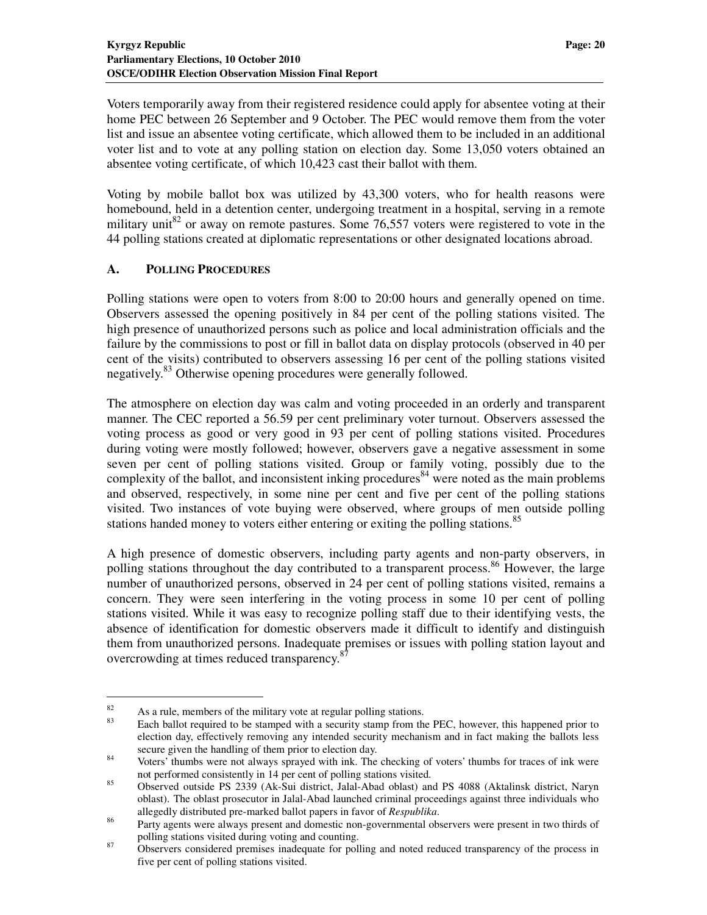Voters temporarily away from their registered residence could apply for absentee voting at their home PEC between 26 September and 9 October. The PEC would remove them from the voter list and issue an absentee voting certificate, which allowed them to be included in an additional voter list and to vote at any polling station on election day. Some 13,050 voters obtained an absentee voting certificate, of which 10,423 cast their ballot with them.

Voting by mobile ballot box was utilized by 43,300 voters, who for health reasons were homebound, held in a detention center, undergoing treatment in a hospital, serving in a remote military unit[82] or away on remote pastures. Some 76,557 voters were registered to vote in the 44 polling stations created at diplomatic representations or other designated locations abroad.

## A. Polling Procedures

Polling stations were open to voters from 8:00 to 20:00 hours and generally opened on time. Observers assessed the opening positively in 84 per cent of the polling stations visited. The high presence of unauthorized persons such as police and local administration officials and the failure by the commissions to post or fill in ballot data on display protocols (observed in 40 per cent of the visits) contributed to observers assessing 16 per cent of the polling stations visited negatively.[83] Otherwise opening procedures were generally followed.

The atmosphere on election day was calm and voting proceeded in an orderly and transparent manner. The CEC reported a 56.59 per cent preliminary voter turnout. Observers assessed the voting process as good or very good in 93 per cent of polling stations visited. Procedures during voting were mostly followed; however, observers gave a negative assessment in some seven per cent of polling stations visited. Group or family voting, possibly due to the complexity of the ballot, and inconsistent inking procedures[84] were noted as the main problems and observed, respectively, in some nine per cent and five per cent of the polling stations visited. Two instances of vote buying were observed, where groups of men outside polling stations handed money to voters either entering or exiting the polling stations.[85]

A high presence of domestic observers, including party agents and non-party observers, in polling stations throughout the day contributed to a transparent process.[86] However, the large number of unauthorized persons, observed in 24 per cent of polling stations visited, remains a concern. They were seen interfering in the voting process in some 10 per cent of polling stations visited. While it was easy to recognize polling staff due to their identifying vests, the absence of identification for domestic observers made it difficult to identify and distinguish them from unauthorized persons. Inadequate premises or issues with polling station layout and overcrowding at times reduced transparency.[87]

---

[82] As a rule, members of the military vote at regular polling stations.

[83] Each ballot required to be stamped with a security stamp from the PEC, however, this happened prior to election day, effectively removing any intended security mechanism and in fact making the ballots less secure given the handling of them prior to election day.

[84] Voters' thumbs were not always sprayed with ink. The checking of voters' thumbs for traces of ink were not performed consistently in 14 per cent of polling stations visited.

[85] Observed outside PS 2339 (Ak-Sui district, Jalal-Abad oblast) and PS 4088 (Aktalinsk district, Naryn oblast). The oblast prosecutor in Jalal-Abad launched criminal proceedings against three individuals who allegedly distributed pre-marked ballot papers in favor of *Respublika*.

[86] Party agents were always present and domestic non-governmental observers were present in two thirds of polling stations visited during voting and counting.

[87] Observers considered premises inadequate for polling and noted reduced transparency of the process in five per cent of polling stations visited.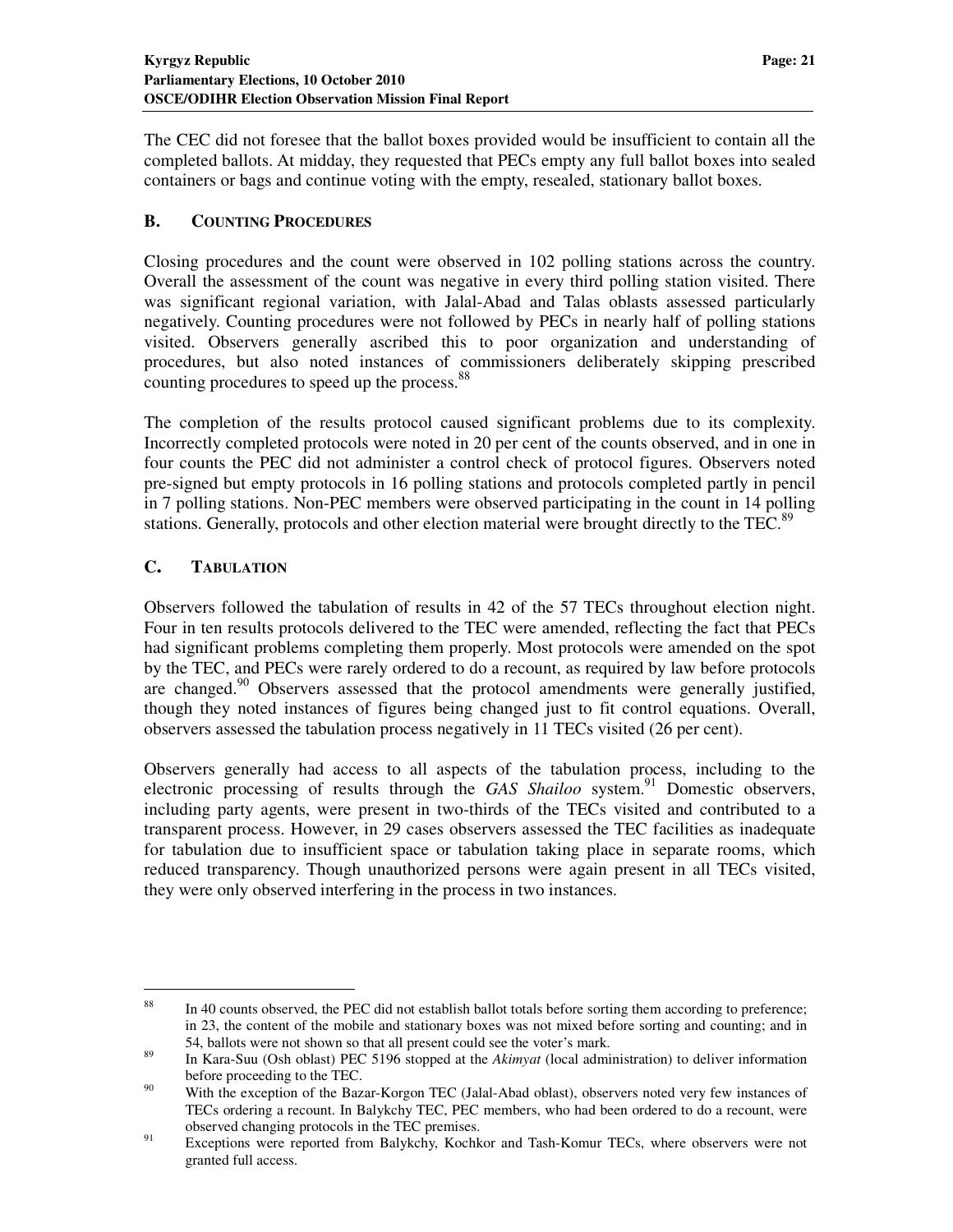The CEC did not foresee that the ballot boxes provided would be insufficient to contain all the completed ballots. At midday, they requested that PECs empty any full ballot boxes into sealed containers or bags and continue voting with the empty, resealed, stationary ballot boxes.

### B. Counting Procedures

Closing procedures and the count were observed in 102 polling stations across the country. Overall the assessment of the count was negative in every third polling station visited. There was significant regional variation, with Jalal-Abad and Talas oblasts assessed particularly negatively. Counting procedures were not followed by PECs in nearly half of polling stations visited. Observers generally ascribed this to poor organization and understanding of procedures, but also noted instances of commissioners deliberately skipping prescribed counting procedures to speed up the process.[88]

The completion of the results protocol caused significant problems due to its complexity. Incorrectly completed protocols were noted in 20 per cent of the counts observed, and in one in four counts the PEC did not administer a control check of protocol figures. Observers noted pre-signed but empty protocols in 16 polling stations and protocols completed partly in pencil in 7 polling stations. Non-PEC members were observed participating in the count in 14 polling stations. Generally, protocols and other election material were brought directly to the TEC.[89]

### C. Tabulation

Observers followed the tabulation of results in 42 of the 57 TECs throughout election night. Four in ten results protocols delivered to the TEC were amended, reflecting the fact that PECs had significant problems completing them properly. Most protocols were amended on the spot by the TEC, and PECs were rarely ordered to do a recount, as required by law before protocols are changed.[90] Observers assessed that the protocol amendments were generally justified, though they noted instances of figures being changed just to fit control equations. Overall, observers assessed the tabulation process negatively in 11 TECs visited (26 per cent).

Observers generally had access to all aspects of the tabulation process, including to the electronic processing of results through the *GAS Shailoo* system.[91] Domestic observers, including party agents, were present in two-thirds of the TECs visited and contributed to a transparent process. However, in 29 cases observers assessed the TEC facilities as inadequate for tabulation due to insufficient space or tabulation taking place in separate rooms, which reduced transparency. Though unauthorized persons were again present in all TECs visited, they were only observed interfering in the process in two instances.

---

[88] In 40 counts observed, the PEC did not establish ballot totals before sorting them according to preference; in 23, the content of the mobile and stationary boxes was not mixed before sorting and counting; and in 54, ballots were not shown so that all present could see the voter's mark.

[89] In Kara-Suu (Osh oblast) PEC 5196 stopped at the *Akimyat* (local administration) to deliver information before proceeding to the TEC.

[90] With the exception of the Bazar-Korgon TEC (Jalal-Abad oblast), observers noted very few instances of TECs ordering a recount. In Balykchy TEC, PEC members, who had been ordered to do a recount, were observed changing protocols in the TEC premises.

[91] Exceptions were reported from Balykchy, Kochkor and Tash-Komur TECs, where observers were not granted full access.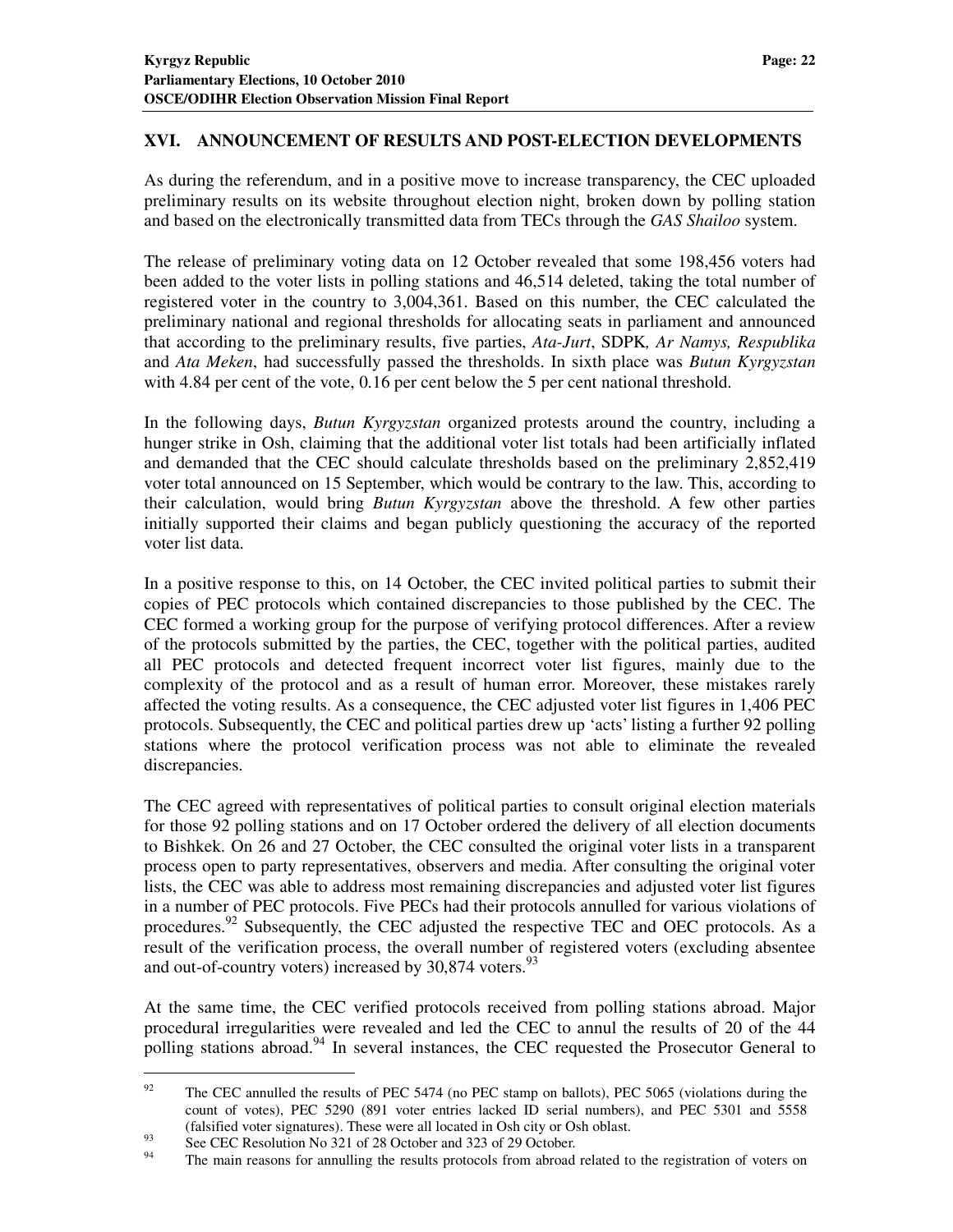## XVI. ANNOUNCEMENT OF RESULTS AND POST-ELECTION DEVELOPMENTS

As during the referendum, and in a positive move to increase transparency, the CEC uploaded preliminary results on its website throughout election night, broken down by polling station and based on the electronically transmitted data from TECs through the *GAS Shailoo* system.

The release of preliminary voting data on 12 October revealed that some 198,456 voters had been added to the voter lists in polling stations and 46,514 deleted, taking the total number of registered voter in the country to 3,004,361. Based on this number, the CEC calculated the preliminary national and regional thresholds for allocating seats in parliament and announced that according to the preliminary results, five parties, *Ata-Jurt*, SDPK*, Ar Namys, Respublika* and *Ata Meken*, had successfully passed the thresholds. In sixth place was *Butun Kyrgyzstan* with 4.84 per cent of the vote, 0.16 per cent below the 5 per cent national threshold.

In the following days, *Butun Kyrgyzstan* organized protests around the country, including a hunger strike in Osh, claiming that the additional voter list totals had been artificially inflated and demanded that the CEC should calculate thresholds based on the preliminary 2,852,419 voter total announced on 15 September, which would be contrary to the law. This, according to their calculation, would bring *Butun Kyrgyzstan* above the threshold. A few other parties initially supported their claims and began publicly questioning the accuracy of the reported voter list data.

In a positive response to this, on 14 October, the CEC invited political parties to submit their copies of PEC protocols which contained discrepancies to those published by the CEC. The CEC formed a working group for the purpose of verifying protocol differences. After a review of the protocols submitted by the parties, the CEC, together with the political parties, audited all PEC protocols and detected frequent incorrect voter list figures, mainly due to the complexity of the protocol and as a result of human error. Moreover, these mistakes rarely affected the voting results. As a consequence, the CEC adjusted voter list figures in 1,406 PEC protocols. Subsequently, the CEC and political parties drew up 'acts' listing a further 92 polling stations where the protocol verification process was not able to eliminate the revealed discrepancies.

The CEC agreed with representatives of political parties to consult original election materials for those 92 polling stations and on 17 October ordered the delivery of all election documents to Bishkek. On 26 and 27 October, the CEC consulted the original voter lists in a transparent process open to party representatives, observers and media. After consulting the original voter lists, the CEC was able to address most remaining discrepancies and adjusted voter list figures in a number of PEC protocols. Five PECs had their protocols annulled for various violations of procedures.[92] Subsequently, the CEC adjusted the respective TEC and OEC protocols. As a result of the verification process, the overall number of registered voters (excluding absentee and out-of-country voters) increased by 30,874 voters.[93]

At the same time, the CEC verified protocols received from polling stations abroad. Major procedural irregularities were revealed and led the CEC to annul the results of 20 of the 44 polling stations abroad.[94] In several instances, the CEC requested the Prosecutor General to

---

[92] The CEC annulled the results of PEC 5474 (no PEC stamp on ballots), PEC 5065 (violations during the count of votes), PEC 5290 (891 voter entries lacked ID serial numbers), and PEC 5301 and 5558 (falsified voter signatures). These were all located in Osh city or Osh oblast.

[93] See CEC Resolution No 321 of 28 October and 323 of 29 October.

[94] The main reasons for annulling the results protocols from abroad related to the registration of voters on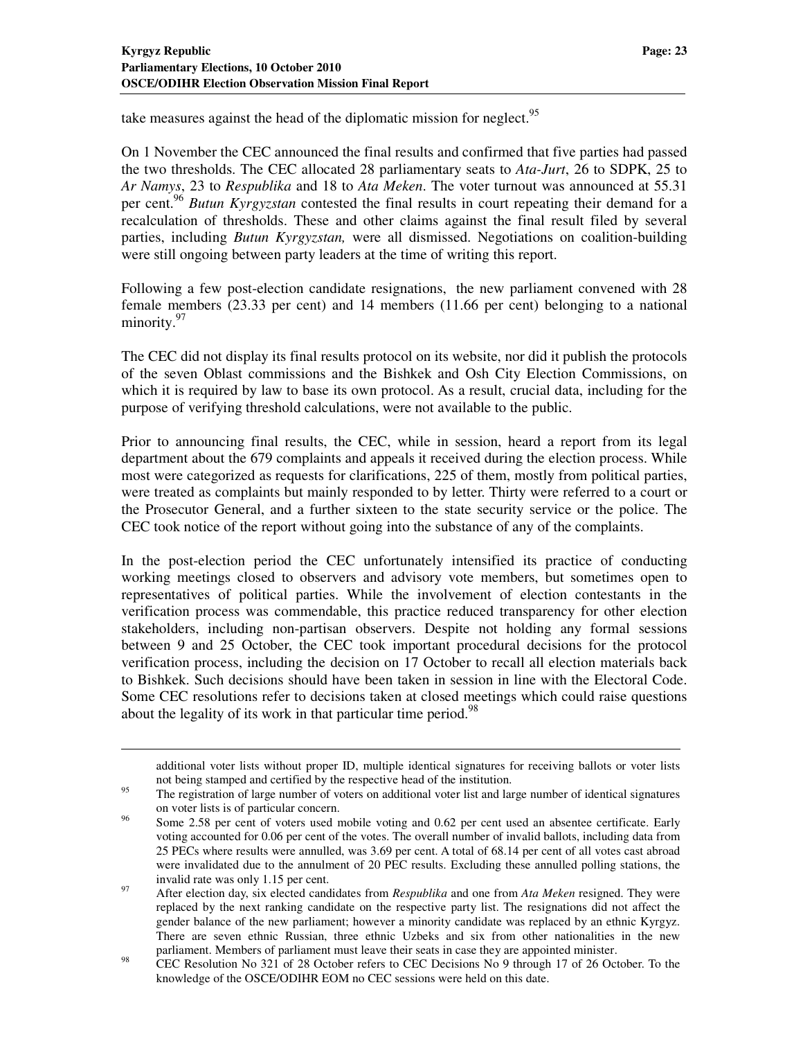take measures against the head of the diplomatic mission for neglect.[95]

On 1 November the CEC announced the final results and confirmed that five parties had passed the two thresholds. The CEC allocated 28 parliamentary seats to *Ata-Jurt*, 26 to SDPK, 25 to *Ar Namys*, 23 to *Respublika* and 18 to *Ata Meken*. The voter turnout was announced at 55.31 per cent.[96] *Butun Kyrgyzstan* contested the final results in court repeating their demand for a recalculation of thresholds. These and other claims against the final result filed by several parties, including *Butun Kyrgyzstan,* were all dismissed. Negotiations on coalition-building were still ongoing between party leaders at the time of writing this report.

Following a few post-election candidate resignations, the new parliament convened with 28 female members (23.33 per cent) and 14 members (11.66 per cent) belonging to a national minority.[97]

The CEC did not display its final results protocol on its website, nor did it publish the protocols of the seven Oblast commissions and the Bishkek and Osh City Election Commissions, on which it is required by law to base its own protocol. As a result, crucial data, including for the purpose of verifying threshold calculations, were not available to the public.

Prior to announcing final results, the CEC, while in session, heard a report from its legal department about the 679 complaints and appeals it received during the election process. While most were categorized as requests for clarifications, 225 of them, mostly from political parties, were treated as complaints but mainly responded to by letter. Thirty were referred to a court or the Prosecutor General, and a further sixteen to the state security service or the police. The CEC took notice of the report without going into the substance of any of the complaints.

In the post-election period the CEC unfortunately intensified its practice of conducting working meetings closed to observers and advisory vote members, but sometimes open to representatives of political parties. While the involvement of election contestants in the verification process was commendable, this practice reduced transparency for other election stakeholders, including non-partisan observers. Despite not holding any formal sessions between 9 and 25 October, the CEC took important procedural decisions for the protocol verification process, including the decision on 17 October to recall all election materials back to Bishkek. Such decisions should have been taken in session in line with the Electoral Code. Some CEC resolutions refer to decisions taken at closed meetings which could raise questions about the legality of its work in that particular time period.[98]

---

additional voter lists without proper ID, multiple identical signatures for receiving ballots or voter lists not being stamped and certified by the respective head of the institution.

[95] The registration of large number of voters on additional voter list and large number of identical signatures on voter lists is of particular concern.

[96] Some 2.58 per cent of voters used mobile voting and 0.62 per cent used an absentee certificate. Early voting accounted for 0.06 per cent of the votes. The overall number of invalid ballots, including data from 25 PECs where results were annulled, was 3.69 per cent. A total of 68.14 per cent of all votes cast abroad were invalidated due to the annulment of 20 PEC results. Excluding these annulled polling stations, the invalid rate was only 1.15 per cent.

[97] After election day, six elected candidates from *Respublika* and one from *Ata Meken* resigned. They were replaced by the next ranking candidate on the respective party list. The resignations did not affect the gender balance of the new parliament; however a minority candidate was replaced by an ethnic Kyrgyz. There are seven ethnic Russian, three ethnic Uzbeks and six from other nationalities in the new parliament. Members of parliament must leave their seats in case they are appointed minister.

[98] CEC Resolution No 321 of 28 October refers to CEC Decisions No 9 through 17 of 26 October. To the knowledge of the OSCE/ODIHR EOM no CEC sessions were held on this date.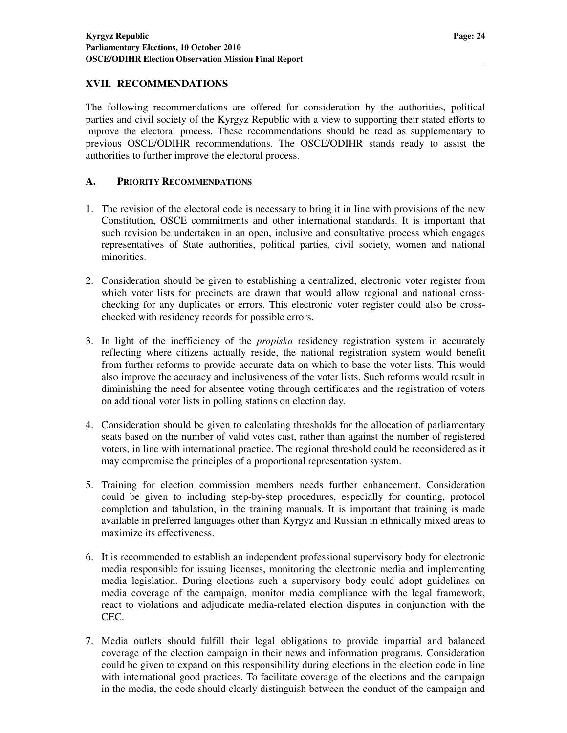## XVII. RECOMMENDATIONS

The following recommendations are offered for consideration by the authorities, political parties and civil society of the Kyrgyz Republic with a view to supporting their stated efforts to improve the electoral process. These recommendations should be read as supplementary to previous OSCE/ODIHR recommendations. The OSCE/ODIHR stands ready to assist the authorities to further improve the electoral process.

### A. PRIORITY RECOMMENDATIONS

1. The revision of the electoral code is necessary to bring it in line with provisions of the new Constitution, OSCE commitments and other international standards. It is important that such revision be undertaken in an open, inclusive and consultative process which engages representatives of State authorities, political parties, civil society, women and national minorities.

2. Consideration should be given to establishing a centralized, electronic voter register from which voter lists for precincts are drawn that would allow regional and national cross-checking for any duplicates or errors. This electronic voter register could also be cross-checked with residency records for possible errors.

3. In light of the inefficiency of the *propiska* residency registration system in accurately reflecting where citizens actually reside, the national registration system would benefit from further reforms to provide accurate data on which to base the voter lists. This would also improve the accuracy and inclusiveness of the voter lists. Such reforms would result in diminishing the need for absentee voting through certificates and the registration of voters on additional voter lists in polling stations on election day.

4. Consideration should be given to calculating thresholds for the allocation of parliamentary seats based on the number of valid votes cast, rather than against the number of registered voters, in line with international practice. The regional threshold could be reconsidered as it may compromise the principles of a proportional representation system.

5. Training for election commission members needs further enhancement. Consideration could be given to including step-by-step procedures, especially for counting, protocol completion and tabulation, in the training manuals. It is important that training is made available in preferred languages other than Kyrgyz and Russian in ethnically mixed areas to maximize its effectiveness.

6. It is recommended to establish an independent professional supervisory body for electronic media responsible for issuing licenses, monitoring the electronic media and implementing media legislation. During elections such a supervisory body could adopt guidelines on media coverage of the campaign, monitor media compliance with the legal framework, react to violations and adjudicate media-related election disputes in conjunction with the CEC.

7. Media outlets should fulfill their legal obligations to provide impartial and balanced coverage of the election campaign in their news and information programs. Consideration could be given to expand on this responsibility during elections in the election code in line with international good practices. To facilitate coverage of the elections and the campaign in the media, the code should clearly distinguish between the conduct of the campaign and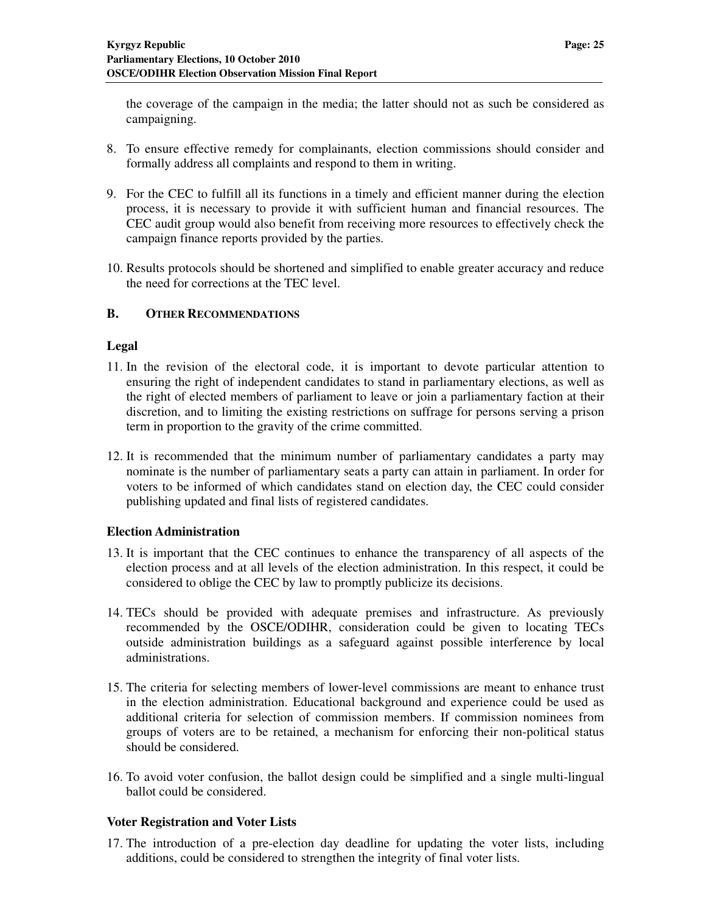the coverage of the campaign in the media; the latter should not as such be considered as campaigning.

8. To ensure effective remedy for complainants, election commissions should consider and formally address all complaints and respond to them in writing.

9. For the CEC to fulfill all its functions in a timely and efficient manner during the election process, it is necessary to provide it with sufficient human and financial resources. The CEC audit group would also benefit from receiving more resources to effectively check the campaign finance reports provided by the parties.

10. Results protocols should be shortened and simplified to enable greater accuracy and reduce the need for corrections at the TEC level.

## B. OTHER RECOMMENDATIONS

### Legal

11. In the revision of the electoral code, it is important to devote particular attention to ensuring the right of independent candidates to stand in parliamentary elections, as well as the right of elected members of parliament to leave or join a parliamentary faction at their discretion, and to limiting the existing restrictions on suffrage for persons serving a prison term in proportion to the gravity of the crime committed.

12. It is recommended that the minimum number of parliamentary candidates a party may nominate is the number of parliamentary seats a party can attain in parliament. In order for voters to be informed of which candidates stand on election day, the CEC could consider publishing updated and final lists of registered candidates.

### Election Administration

13. It is important that the CEC continues to enhance the transparency of all aspects of the election process and at all levels of the election administration. In this respect, it could be considered to oblige the CEC by law to promptly publicize its decisions.

14. TECs should be provided with adequate premises and infrastructure. As previously recommended by the OSCE/ODIHR, consideration could be given to locating TECs outside administration buildings as a safeguard against possible interference by local administrations.

15. The criteria for selecting members of lower-level commissions are meant to enhance trust in the election administration. Educational background and experience could be used as additional criteria for selection of commission members. If commission nominees from groups of voters are to be retained, a mechanism for enforcing their non-political status should be considered.

16. To avoid voter confusion, the ballot design could be simplified and a single multi-lingual ballot could be considered.

### Voter Registration and Voter Lists

17. The introduction of a pre-election day deadline for updating the voter lists, including additions, could be considered to strengthen the integrity of final voter lists.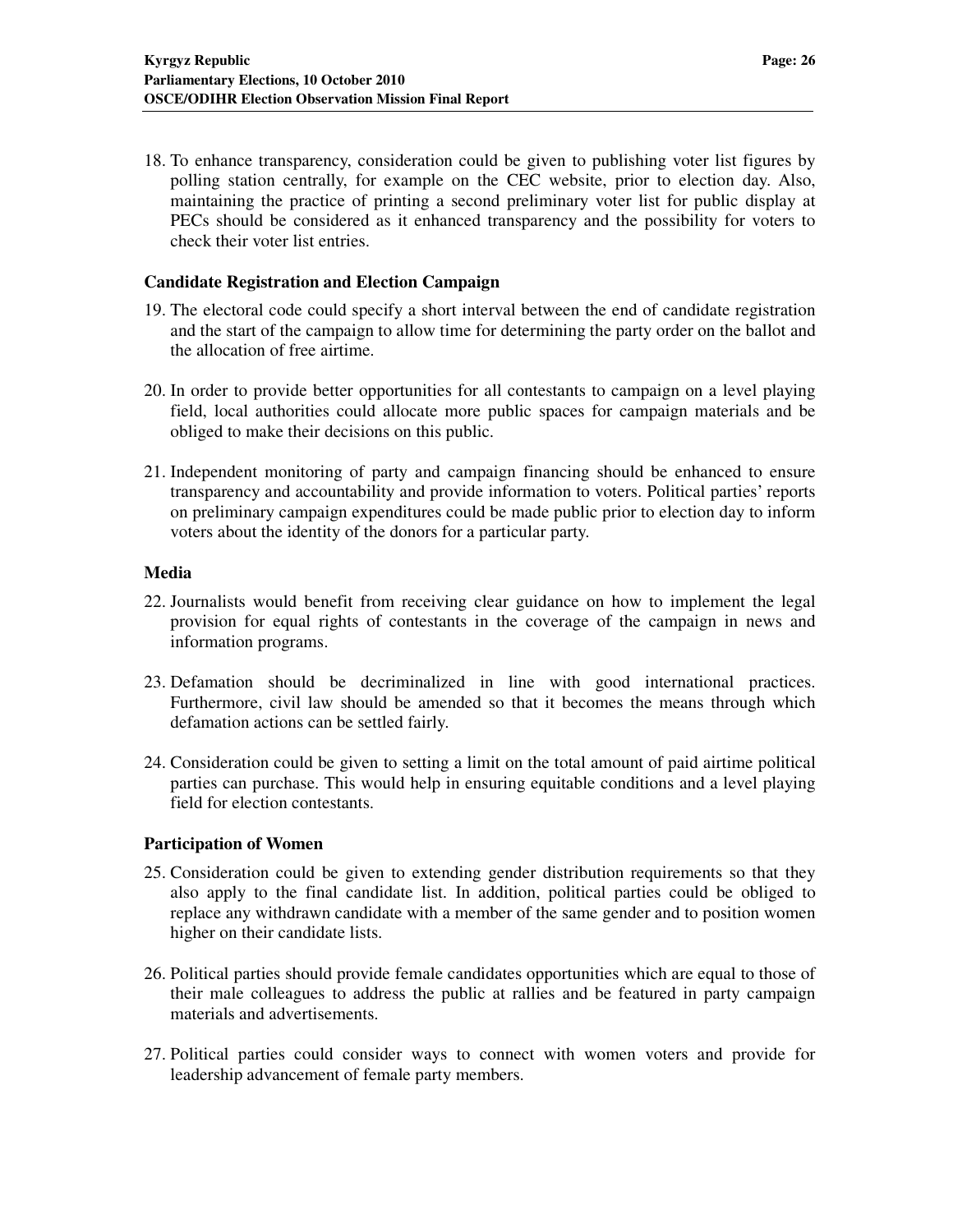18. To enhance transparency, consideration could be given to publishing voter list figures by polling station centrally, for example on the CEC website, prior to election day. Also, maintaining the practice of printing a second preliminary voter list for public display at PECs should be considered as it enhanced transparency and the possibility for voters to check their voter list entries.

### Candidate Registration and Election Campaign

19. The electoral code could specify a short interval between the end of candidate registration and the start of the campaign to allow time for determining the party order on the ballot and the allocation of free airtime.

20. In order to provide better opportunities for all contestants to campaign on a level playing field, local authorities could allocate more public spaces for campaign materials and be obliged to make their decisions on this public.

21. Independent monitoring of party and campaign financing should be enhanced to ensure transparency and accountability and provide information to voters. Political parties' reports on preliminary campaign expenditures could be made public prior to election day to inform voters about the identity of the donors for a particular party.

### Media

22. Journalists would benefit from receiving clear guidance on how to implement the legal provision for equal rights of contestants in the coverage of the campaign in news and information programs.

23. Defamation should be decriminalized in line with good international practices. Furthermore, civil law should be amended so that it becomes the means through which defamation actions can be settled fairly.

24. Consideration could be given to setting a limit on the total amount of paid airtime political parties can purchase. This would help in ensuring equitable conditions and a level playing field for election contestants.

### Participation of Women

25. Consideration could be given to extending gender distribution requirements so that they also apply to the final candidate list. In addition, political parties could be obliged to replace any withdrawn candidate with a member of the same gender and to position women higher on their candidate lists.

26. Political parties should provide female candidates opportunities which are equal to those of their male colleagues to address the public at rallies and be featured in party campaign materials and advertisements.

27. Political parties could consider ways to connect with women voters and provide for leadership advancement of female party members.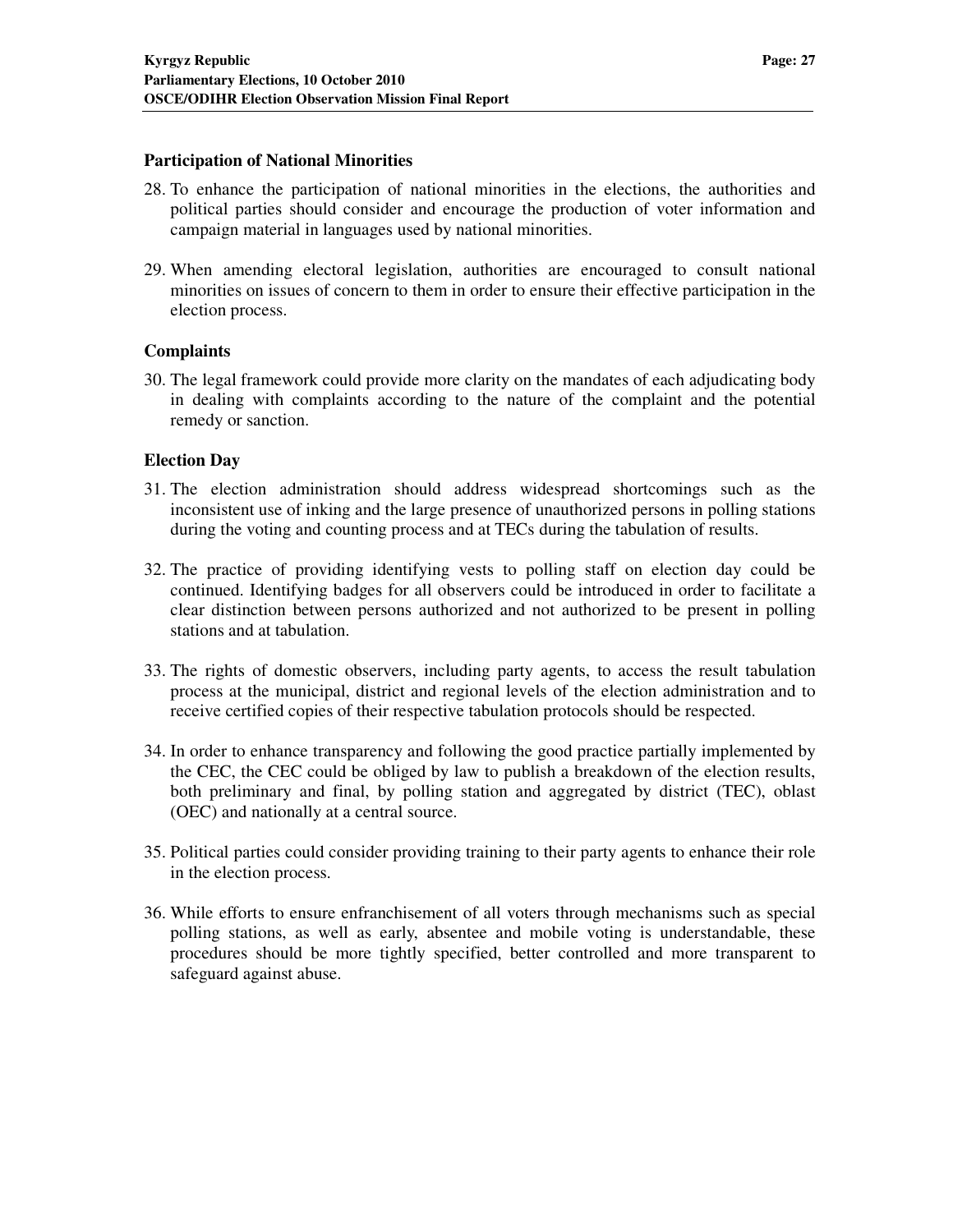### Participation of National Minorities

28. To enhance the participation of national minorities in the elections, the authorities and political parties should consider and encourage the production of voter information and campaign material in languages used by national minorities.

29. When amending electoral legislation, authorities are encouraged to consult national minorities on issues of concern to them in order to ensure their effective participation in the election process.

### Complaints

30. The legal framework could provide more clarity on the mandates of each adjudicating body in dealing with complaints according to the nature of the complaint and the potential remedy or sanction.

### Election Day

31. The election administration should address widespread shortcomings such as the inconsistent use of inking and the large presence of unauthorized persons in polling stations during the voting and counting process and at TECs during the tabulation of results.

32. The practice of providing identifying vests to polling staff on election day could be continued. Identifying badges for all observers could be introduced in order to facilitate a clear distinction between persons authorized and not authorized to be present in polling stations and at tabulation.

33. The rights of domestic observers, including party agents, to access the result tabulation process at the municipal, district and regional levels of the election administration and to receive certified copies of their respective tabulation protocols should be respected.

34. In order to enhance transparency and following the good practice partially implemented by the CEC, the CEC could be obliged by law to publish a breakdown of the election results, both preliminary and final, by polling station and aggregated by district (TEC), oblast (OEC) and nationally at a central source.

35. Political parties could consider providing training to their party agents to enhance their role in the election process.

36. While efforts to ensure enfranchisement of all voters through mechanisms such as special polling stations, as well as early, absentee and mobile voting is understandable, these procedures should be more tightly specified, better controlled and more transparent to safeguard against abuse.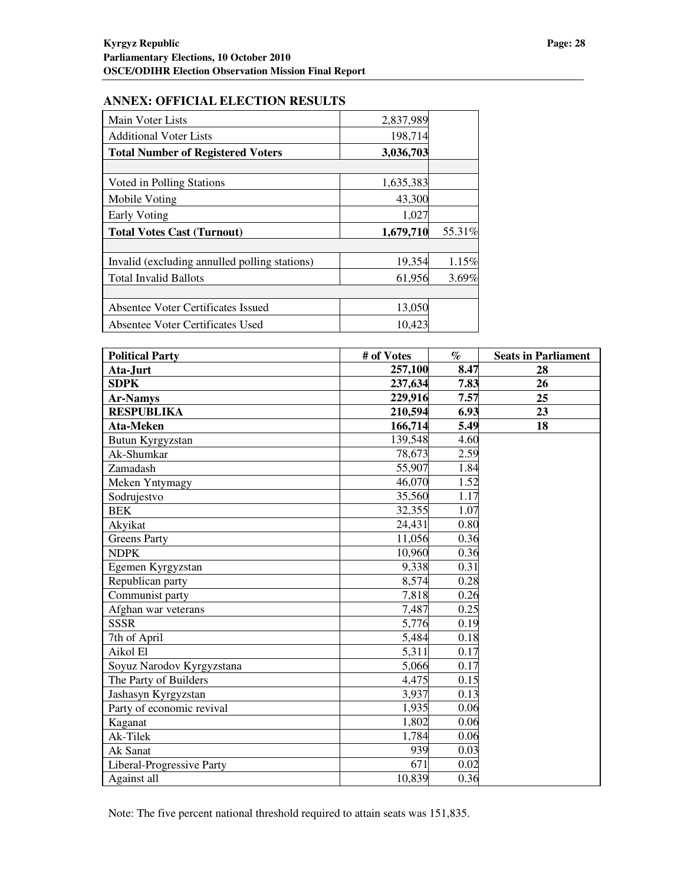## ANNEX: OFFICIAL ELECTION RESULTS

| | | |
|---|---|---|
| Main Voter Lists | 2,837,989 | |
| Additional Voter Lists | 198,714 | |
| **Total Number of Registered Voters** | **3,036,703** | |
| | | |
| Voted in Polling Stations | 1,635,383 | |
| Mobile Voting | 43,300 | |
| Early Voting | 1,027 | |
| **Total Votes Cast (Turnout)** | **1,679,710** | 55.31% |
| | | |
| Invalid (excluding annulled polling stations) | 19,354 | 1.15% |
| Total Invalid Ballots | 61,956 | 3.69% |
| | | |
| Absentee Voter Certificates Issued | 13,050 | |
| Absentee Voter Certificates Used | 10,423 | |

| **Political Party** | **# of Votes** | **%** | **Seats in Parliament** |
|---|---|---|---|
| **Ata-Jurt** | **257,100** | **8.47** | **28** |
| **SDPK** | **237,634** | **7.83** | **26** |
| **Ar-Namys** | **229,916** | **7.57** | **25** |
| **RESPUBLIKA** | **210,594** | **6.93** | **23** |
| **Ata-Meken** | **166,714** | **5.49** | **18** |
| Butun Kyrgyzstan | 139,548 | 4.60 | |
| Ak-Shumkar | 78,673 | 2.59 | |
| Zamadash | 55,907 | 1.84 | |
| Meken Yntymagy | 46,070 | 1.52 | |
| Sodrujestvo | 35,560 | 1.17 | |
| BEK | 32,355 | 1.07 | |
| Akyikat | 24,431 | 0.80 | |
| Greens Party | 11,056 | 0.36 | |
| NDPK | 10,960 | 0.36 | |
| Egemen Kyrgyzstan | 9,338 | 0.31 | |
| Republican party | 8,574 | 0.28 | |
| Communist party | 7,818 | 0.26 | |
| Afghan war veterans | 7,487 | 0.25 | |
| SSSR | 5,776 | 0.19 | |
| 7th of April | 5,484 | 0.18 | |
| Aikol El | 5,311 | 0.17 | |
| Soyuz Narodov Kyrgyzstana | 5,066 | 0.17 | |
| The Party of Builders | 4,475 | 0.15 | |
| Jashasyn Kyrgyzstan | 3,937 | 0.13 | |
| Party of economic revival | 1,935 | 0.06 | |
| Kaganat | 1,802 | 0.06 | |
| Ak-Tilek | 1,784 | 0.06 | |
| Ak Sanat | 939 | 0.03 | |
| Liberal-Progressive Party | 671 | 0.02 | |
| Against all | 10,839 | 0.36 | |

Note: The five percent national threshold required to attain seats was 151,835.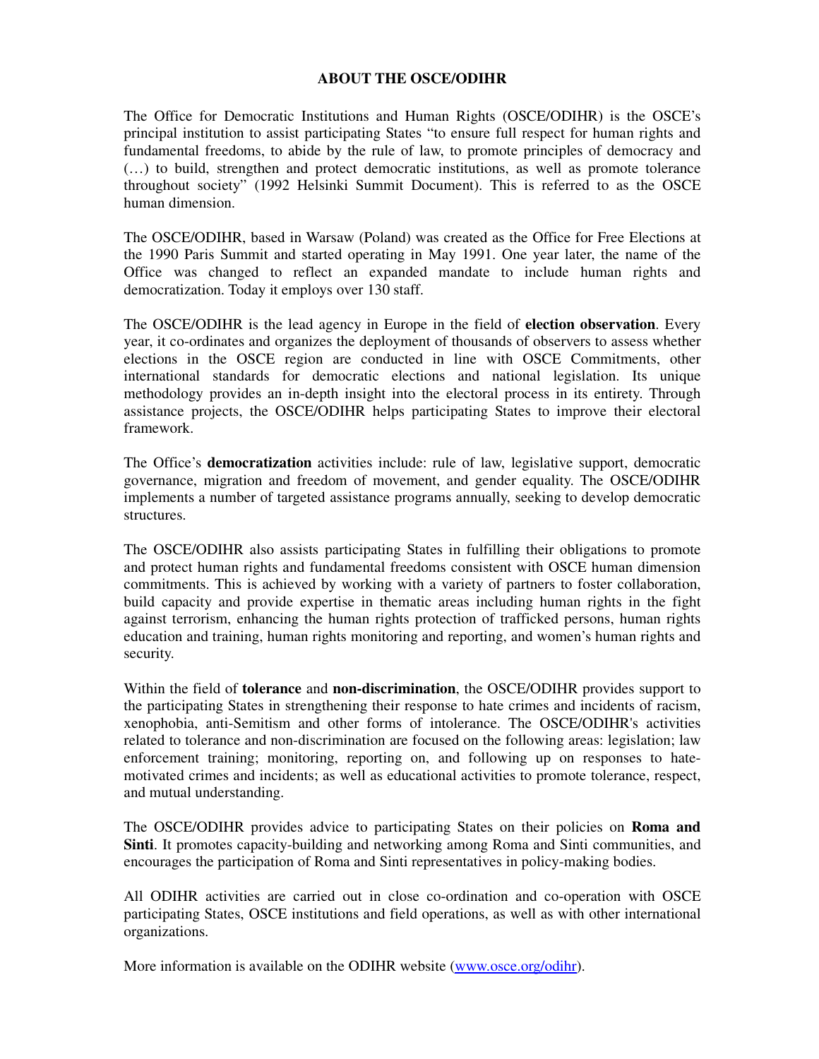## ABOUT THE OSCE/ODIHR

The Office for Democratic Institutions and Human Rights (OSCE/ODIHR) is the OSCE's principal institution to assist participating States "to ensure full respect for human rights and fundamental freedoms, to abide by the rule of law, to promote principles of democracy and (…) to build, strengthen and protect democratic institutions, as well as promote tolerance throughout society" (1992 Helsinki Summit Document). This is referred to as the OSCE human dimension.

The OSCE/ODIHR, based in Warsaw (Poland) was created as the Office for Free Elections at the 1990 Paris Summit and started operating in May 1991. One year later, the name of the Office was changed to reflect an expanded mandate to include human rights and democratization. Today it employs over 130 staff.

The OSCE/ODIHR is the lead agency in Europe in the field of **election observation**. Every year, it co-ordinates and organizes the deployment of thousands of observers to assess whether elections in the OSCE region are conducted in line with OSCE Commitments, other international standards for democratic elections and national legislation. Its unique methodology provides an in-depth insight into the electoral process in its entirety. Through assistance projects, the OSCE/ODIHR helps participating States to improve their electoral framework.

The Office's **democratization** activities include: rule of law, legislative support, democratic governance, migration and freedom of movement, and gender equality. The OSCE/ODIHR implements a number of targeted assistance programs annually, seeking to develop democratic structures.

The OSCE/ODIHR also assists participating States in fulfilling their obligations to promote and protect human rights and fundamental freedoms consistent with OSCE human dimension commitments. This is achieved by working with a variety of partners to foster collaboration, build capacity and provide expertise in thematic areas including human rights in the fight against terrorism, enhancing the human rights protection of trafficked persons, human rights education and training, human rights monitoring and reporting, and women's human rights and security.

Within the field of **tolerance** and **non-discrimination**, the OSCE/ODIHR provides support to the participating States in strengthening their response to hate crimes and incidents of racism, xenophobia, anti-Semitism and other forms of intolerance. The OSCE/ODIHR's activities related to tolerance and non-discrimination are focused on the following areas: legislation; law enforcement training; monitoring, reporting on, and following up on responses to hate-motivated crimes and incidents; as well as educational activities to promote tolerance, respect, and mutual understanding.

The OSCE/ODIHR provides advice to participating States on their policies on **Roma and Sinti**. It promotes capacity-building and networking among Roma and Sinti communities, and encourages the participation of Roma and Sinti representatives in policy-making bodies.

All ODIHR activities are carried out in close co-ordination and co-operation with OSCE participating States, OSCE institutions and field operations, as well as with other international organizations.

More information is available on the ODIHR website (www.osce.org/odihr).